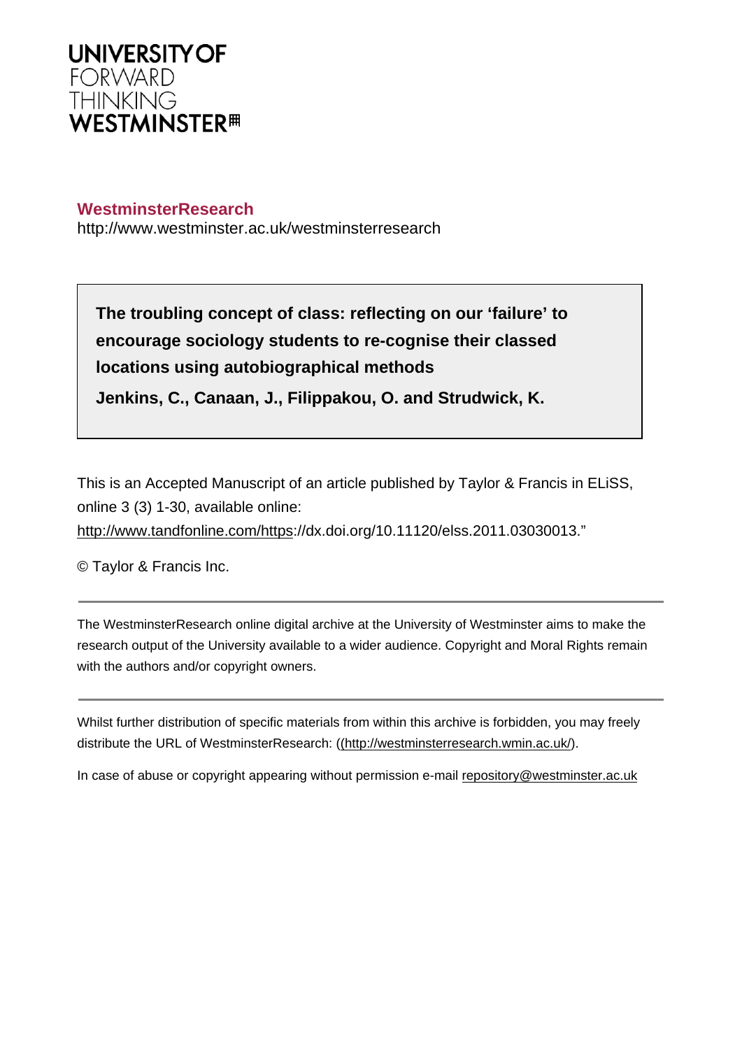UNIVERSITY OF
FORWARD
THINKING
WESTMINSTER

**WestminsterResearch**

http://www.westminster.ac.uk/westminsterresearch

**The troubling concept of class: reflecting on our 'failure' to encourage sociology students to re-cognise their classed locations using autobiographical methods**

**Jenkins, C., Canaan, J., Filippakou, O. and Strudwick, K.**

This is an Accepted Manuscript of an article published by Taylor & Francis in ELiSS, online 3 (3) 1-30, available online:
http://www.tandfonline.com/https://dx.doi.org/10.11120/elss.2011.03030013."

© Taylor & Francis Inc.

---

The WestminsterResearch online digital archive at the University of Westminster aims to make the research output of the University available to a wider audience. Copyright and Moral Rights remain with the authors and/or copyright owners.

---

Whilst further distribution of specific materials from within this archive is forbidden, you may freely distribute the URL of WestminsterResearch: ((http://westminsterresearch.wmin.ac.uk/).

In case of abuse or copyright appearing without permission e-mail repository@westminster.ac.uk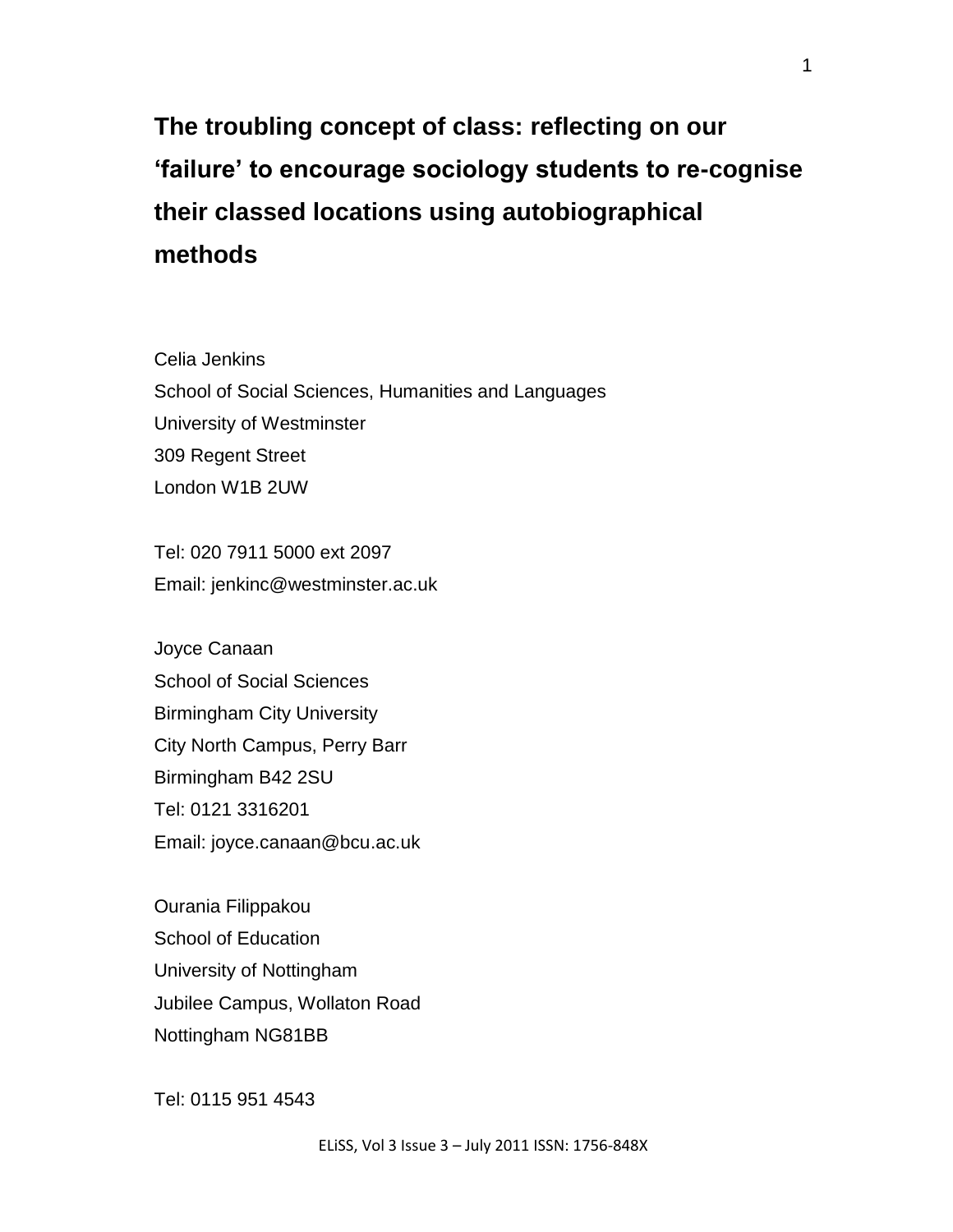# The troubling concept of class: reflecting on our 'failure' to encourage sociology students to re-cognise their classed locations using autobiographical methods

Celia Jenkins
School of Social Sciences, Humanities and Languages
University of Westminster
309 Regent Street
London W1B 2UW

Tel: 020 7911 5000 ext 2097
Email: jenkinc@westminster.ac.uk

Joyce Canaan
School of Social Sciences
Birmingham City University
City North Campus, Perry Barr
Birmingham B42 2SU
Tel: 0121 3316201
Email: joyce.canaan@bcu.ac.uk

Ourania Filippakou
School of Education
University of Nottingham
Jubilee Campus, Wollaton Road
Nottingham NG81BB

Tel: 0115 951 4543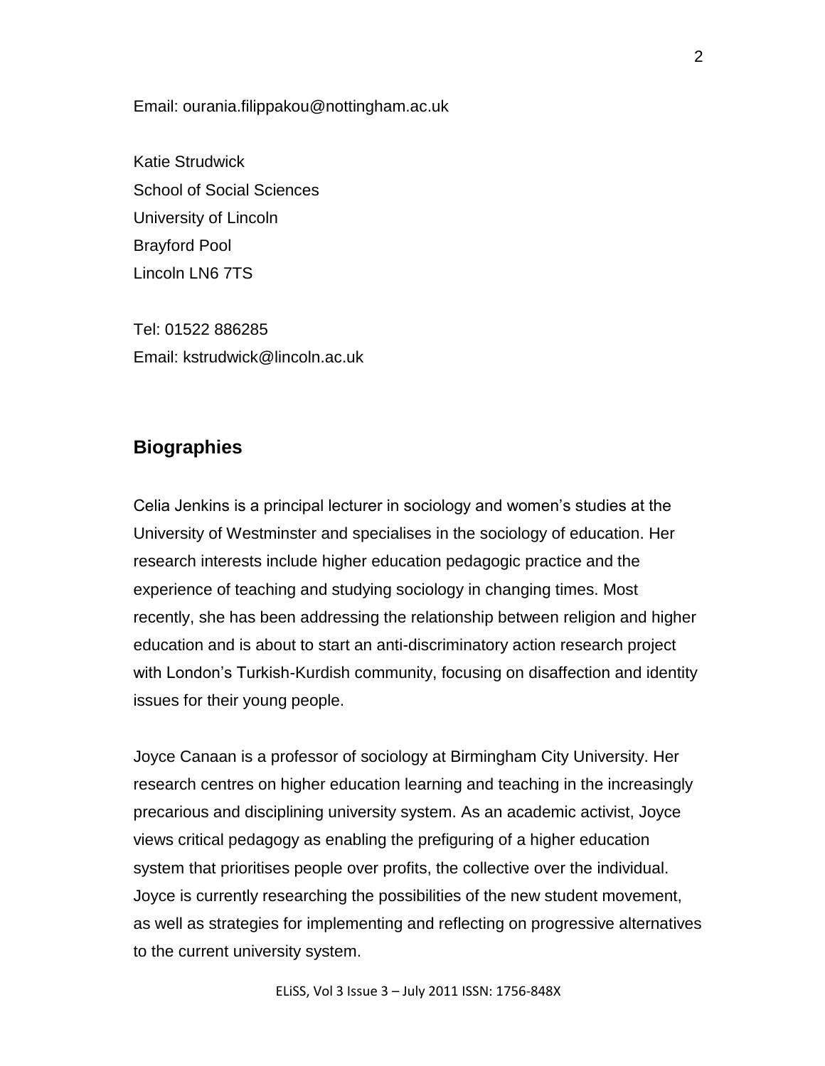Email: ourania.filippakou@nottingham.ac.uk

Katie Strudwick
School of Social Sciences
University of Lincoln
Brayford Pool
Lincoln LN6 7TS

Tel: 01522 886285
Email: kstrudwick@lincoln.ac.uk

## Biographies

Celia Jenkins is a principal lecturer in sociology and women's studies at the University of Westminster and specialises in the sociology of education. Her research interests include higher education pedagogic practice and the experience of teaching and studying sociology in changing times. Most recently, she has been addressing the relationship between religion and higher education and is about to start an anti-discriminatory action research project with London's Turkish-Kurdish community, focusing on disaffection and identity issues for their young people.

Joyce Canaan is a professor of sociology at Birmingham City University. Her research centres on higher education learning and teaching in the increasingly precarious and disciplining university system. As an academic activist, Joyce views critical pedagogy as enabling the prefiguring of a higher education system that prioritises people over profits, the collective over the individual. Joyce is currently researching the possibilities of the new student movement, as well as strategies for implementing and reflecting on progressive alternatives to the current university system.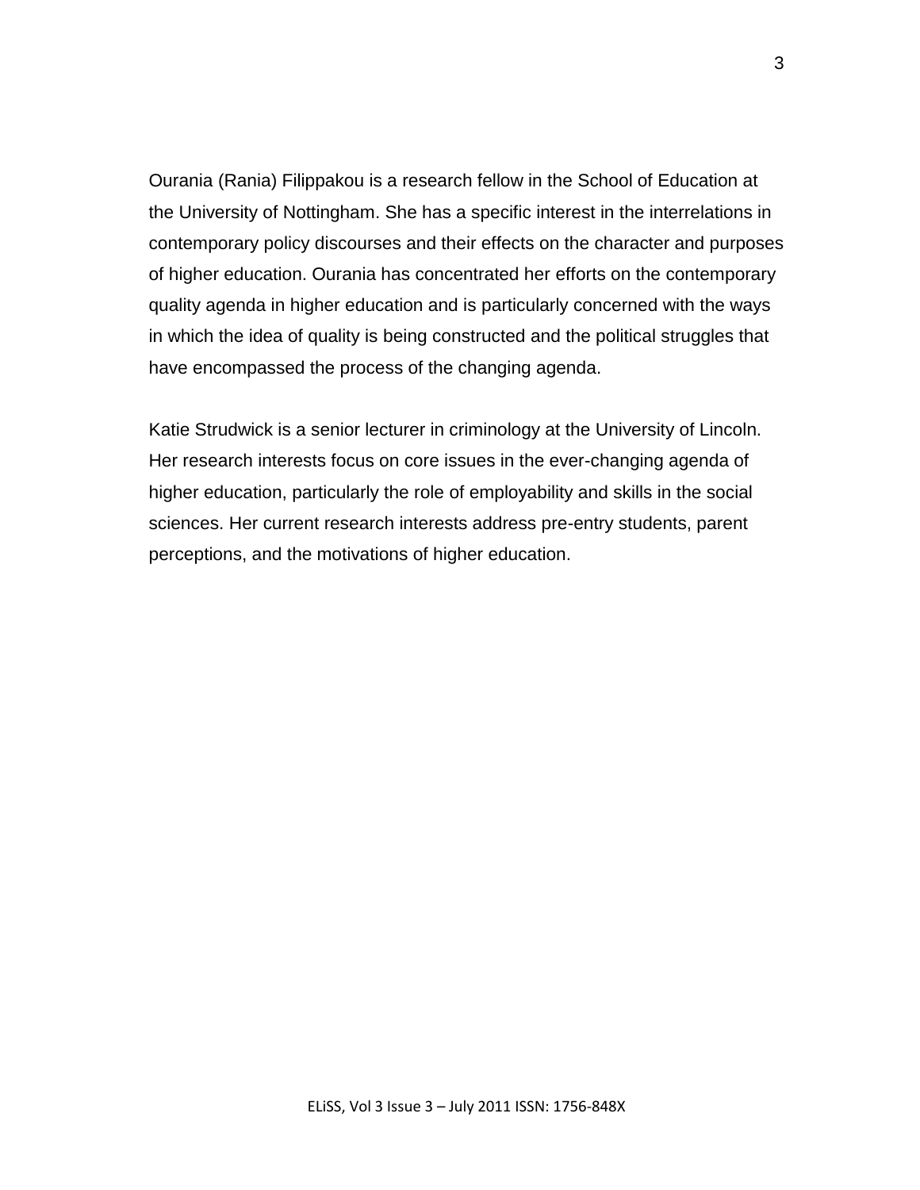Ourania (Rania) Filippakou is a research fellow in the School of Education at the University of Nottingham. She has a specific interest in the interrelations in contemporary policy discourses and their effects on the character and purposes of higher education. Ourania has concentrated her efforts on the contemporary quality agenda in higher education and is particularly concerned with the ways in which the idea of quality is being constructed and the political struggles that have encompassed the process of the changing agenda.

Katie Strudwick is a senior lecturer in criminology at the University of Lincoln. Her research interests focus on core issues in the ever-changing agenda of higher education, particularly the role of employability and skills in the social sciences. Her current research interests address pre-entry students, parent perceptions, and the motivations of higher education.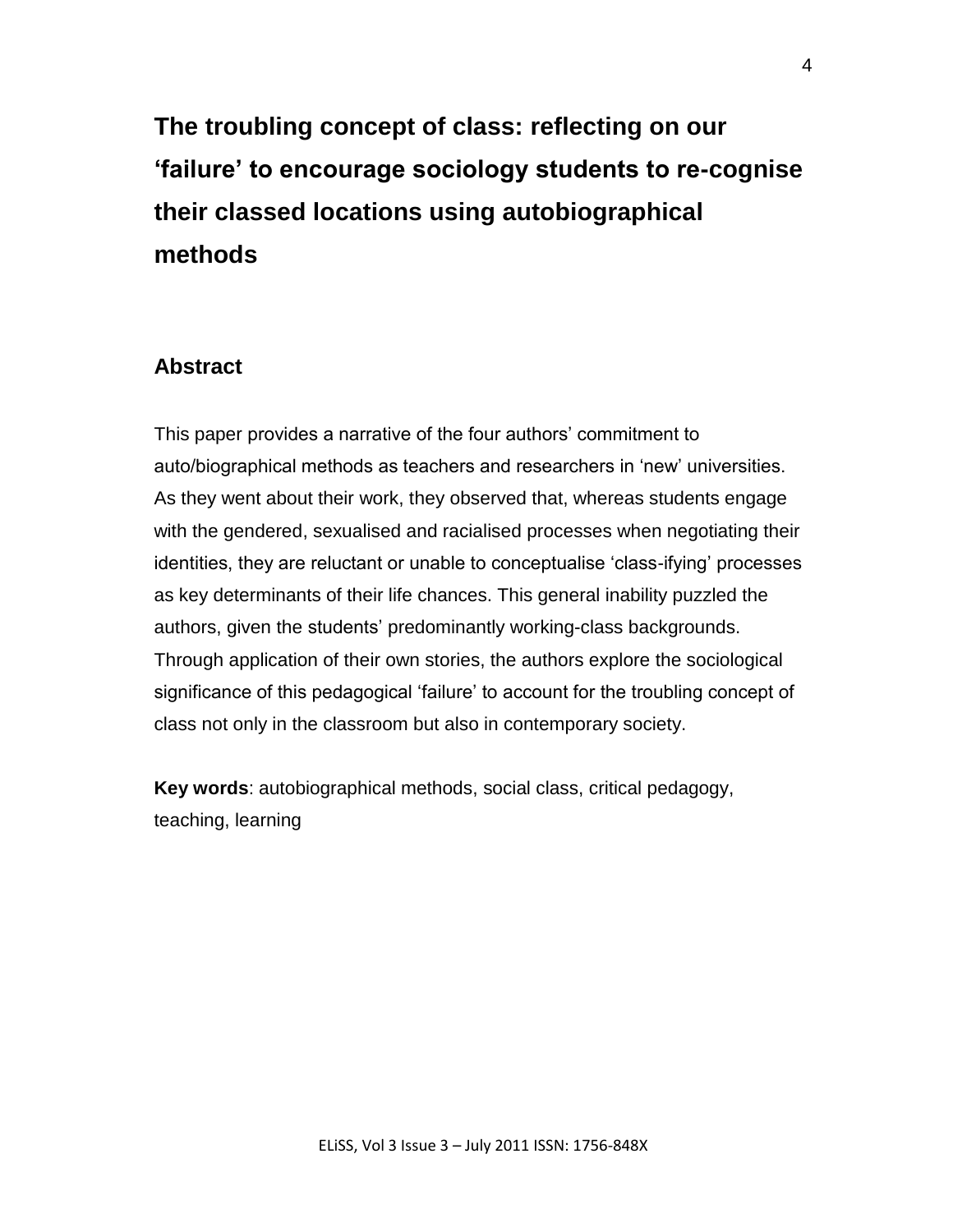# The troubling concept of class: reflecting on our 'failure' to encourage sociology students to re-cognise their classed locations using autobiographical methods

## Abstract

This paper provides a narrative of the four authors' commitment to auto/biographical methods as teachers and researchers in 'new' universities. As they went about their work, they observed that, whereas students engage with the gendered, sexualised and racialised processes when negotiating their identities, they are reluctant or unable to conceptualise 'class-ifying' processes as key determinants of their life chances. This general inability puzzled the authors, given the students' predominantly working-class backgrounds. Through application of their own stories, the authors explore the sociological significance of this pedagogical 'failure' to account for the troubling concept of class not only in the classroom but also in contemporary society.

**Key words**: autobiographical methods, social class, critical pedagogy, teaching, learning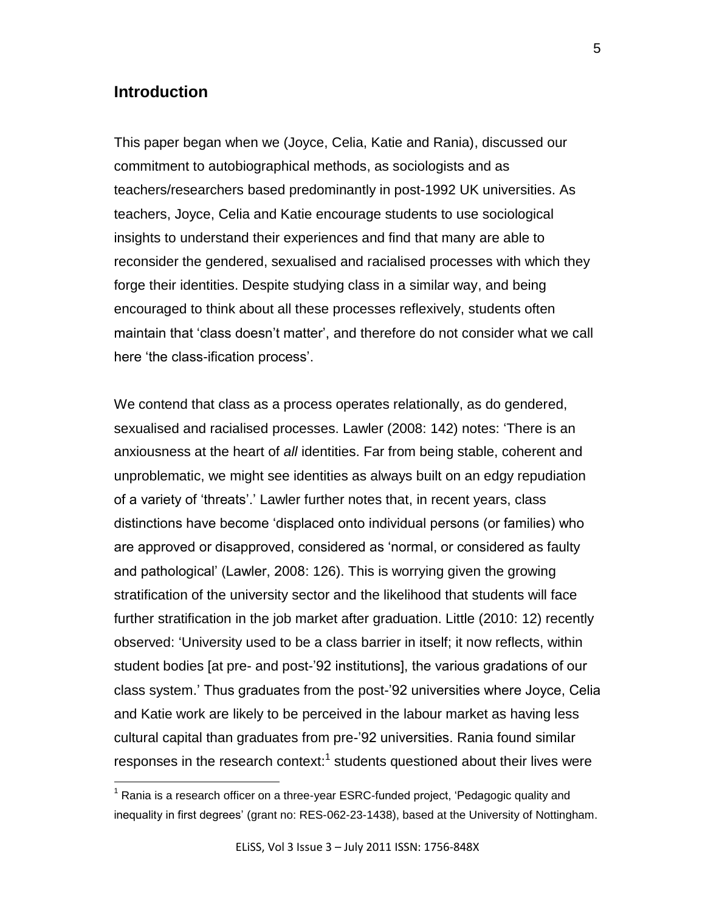## Introduction

This paper began when we (Joyce, Celia, Katie and Rania), discussed our commitment to autobiographical methods, as sociologists and as teachers/researchers based predominantly in post-1992 UK universities. As teachers, Joyce, Celia and Katie encourage students to use sociological insights to understand their experiences and find that many are able to reconsider the gendered, sexualised and racialised processes with which they forge their identities. Despite studying class in a similar way, and being encouraged to think about all these processes reflexively, students often maintain that 'class doesn't matter', and therefore do not consider what we call here 'the class-ification process'.

We contend that class as a process operates relationally, as do gendered, sexualised and racialised processes. Lawler (2008: 142) notes: 'There is an anxiousness at the heart of *all* identities. Far from being stable, coherent and unproblematic, we might see identities as always built on an edgy repudiation of a variety of 'threats'.' Lawler further notes that, in recent years, class distinctions have become 'displaced onto individual persons (or families) who are approved or disapproved, considered as 'normal, or considered as faulty and pathological' (Lawler, 2008: 126). This is worrying given the growing stratification of the university sector and the likelihood that students will face further stratification in the job market after graduation. Little (2010: 12) recently observed: 'University used to be a class barrier in itself; it now reflects, within student bodies [at pre- and post-'92 institutions], the various gradations of our class system.' Thus graduates from the post-'92 universities where Joyce, Celia and Katie work are likely to be perceived in the labour market as having less cultural capital than graduates from pre-'92 universities. Rania found similar responses in the research context:[1] students questioned about their lives were

[1] Rania is a research officer on a three-year ESRC-funded project, 'Pedagogic quality and inequality in first degrees' (grant no: RES-062-23-1438), based at the University of Nottingham.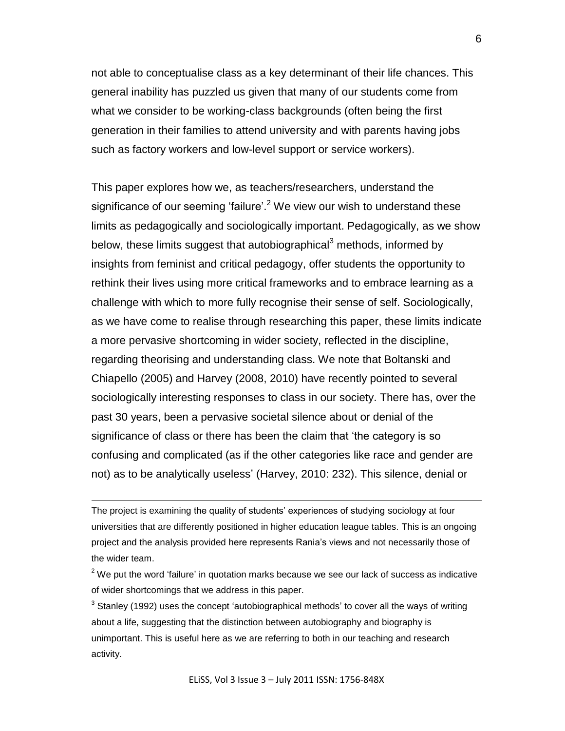not able to conceptualise class as a key determinant of their life chances. This general inability has puzzled us given that many of our students come from what we consider to be working-class backgrounds (often being the first generation in their families to attend university and with parents having jobs such as factory workers and low-level support or service workers).

This paper explores how we, as teachers/researchers, understand the significance of our seeming 'failure'.[2] We view our wish to understand these limits as pedagogically and sociologically important. Pedagogically, as we show below, these limits suggest that autobiographical[3] methods, informed by insights from feminist and critical pedagogy, offer students the opportunity to rethink their lives using more critical frameworks and to embrace learning as a challenge with which to more fully recognise their sense of self. Sociologically, as we have come to realise through researching this paper, these limits indicate a more pervasive shortcoming in wider society, reflected in the discipline, regarding theorising and understanding class. We note that Boltanski and Chiapello (2005) and Harvey (2008, 2010) have recently pointed to several sociologically interesting responses to class in our society. There has, over the past 30 years, been a pervasive societal silence about or denial of the significance of class or there has been the claim that 'the category is so confusing and complicated (as if the other categories like race and gender are not) as to be analytically useless' (Harvey, 2010: 232). This silence, denial or

---

The project is examining the quality of students' experiences of studying sociology at four universities that are differently positioned in higher education league tables. This is an ongoing project and the analysis provided here represents Rania's views and not necessarily those of the wider team.

[2] We put the word 'failure' in quotation marks because we see our lack of success as indicative of wider shortcomings that we address in this paper.

[3] Stanley (1992) uses the concept 'autobiographical methods' to cover all the ways of writing about a life, suggesting that the distinction between autobiography and biography is unimportant. This is useful here as we are referring to both in our teaching and research activity.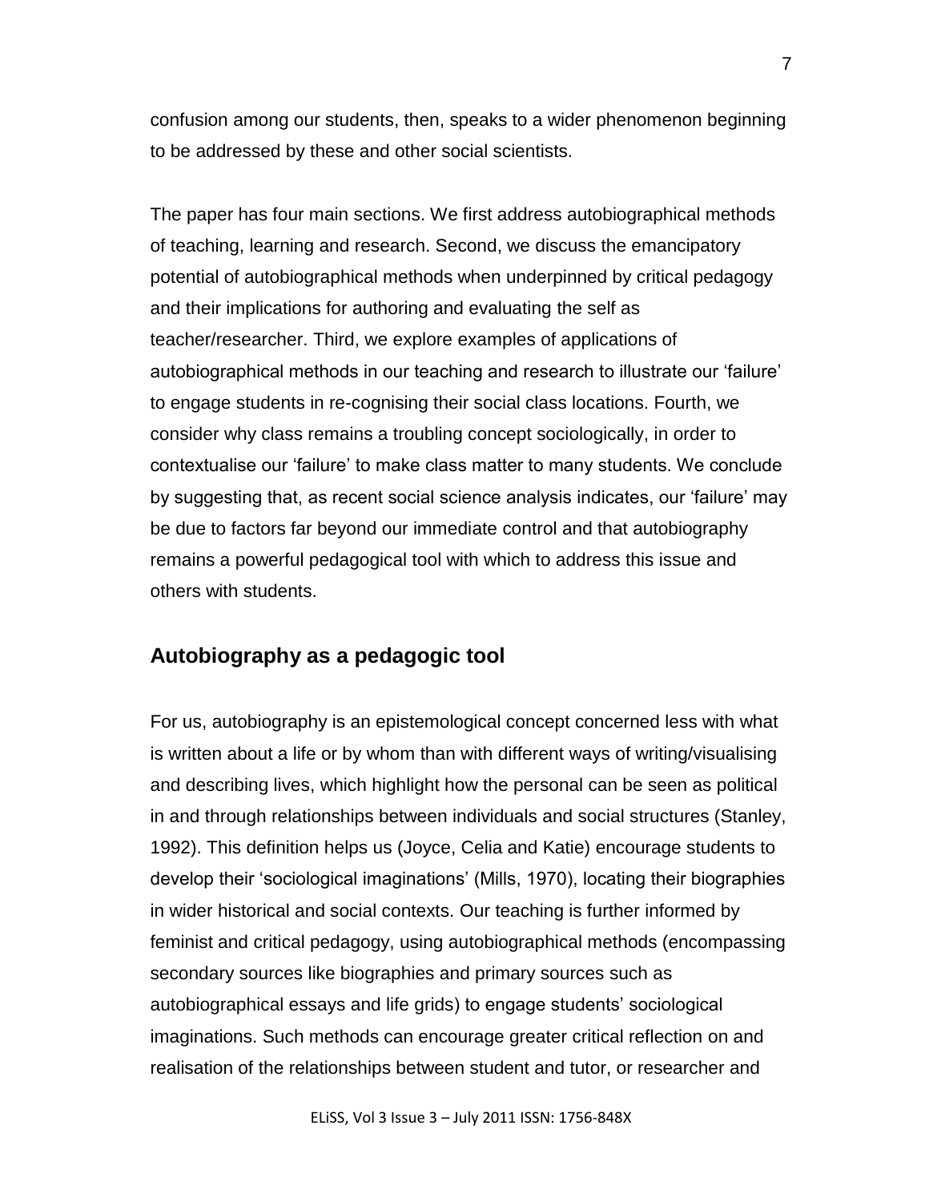confusion among our students, then, speaks to a wider phenomenon beginning to be addressed by these and other social scientists.

The paper has four main sections. We first address autobiographical methods of teaching, learning and research. Second, we discuss the emancipatory potential of autobiographical methods when underpinned by critical pedagogy and their implications for authoring and evaluating the self as teacher/researcher. Third, we explore examples of applications of autobiographical methods in our teaching and research to illustrate our 'failure' to engage students in re-cognising their social class locations. Fourth, we consider why class remains a troubling concept sociologically, in order to contextualise our 'failure' to make class matter to many students. We conclude by suggesting that, as recent social science analysis indicates, our 'failure' may be due to factors far beyond our immediate control and that autobiography remains a powerful pedagogical tool with which to address this issue and others with students.

## Autobiography as a pedagogic tool

For us, autobiography is an epistemological concept concerned less with what is written about a life or by whom than with different ways of writing/visualising and describing lives, which highlight how the personal can be seen as political in and through relationships between individuals and social structures (Stanley, 1992). This definition helps us (Joyce, Celia and Katie) encourage students to develop their 'sociological imaginations' (Mills, 1970), locating their biographies in wider historical and social contexts. Our teaching is further informed by feminist and critical pedagogy, using autobiographical methods (encompassing secondary sources like biographies and primary sources such as autobiographical essays and life grids) to engage students' sociological imaginations. Such methods can encourage greater critical reflection on and realisation of the relationships between student and tutor, or researcher and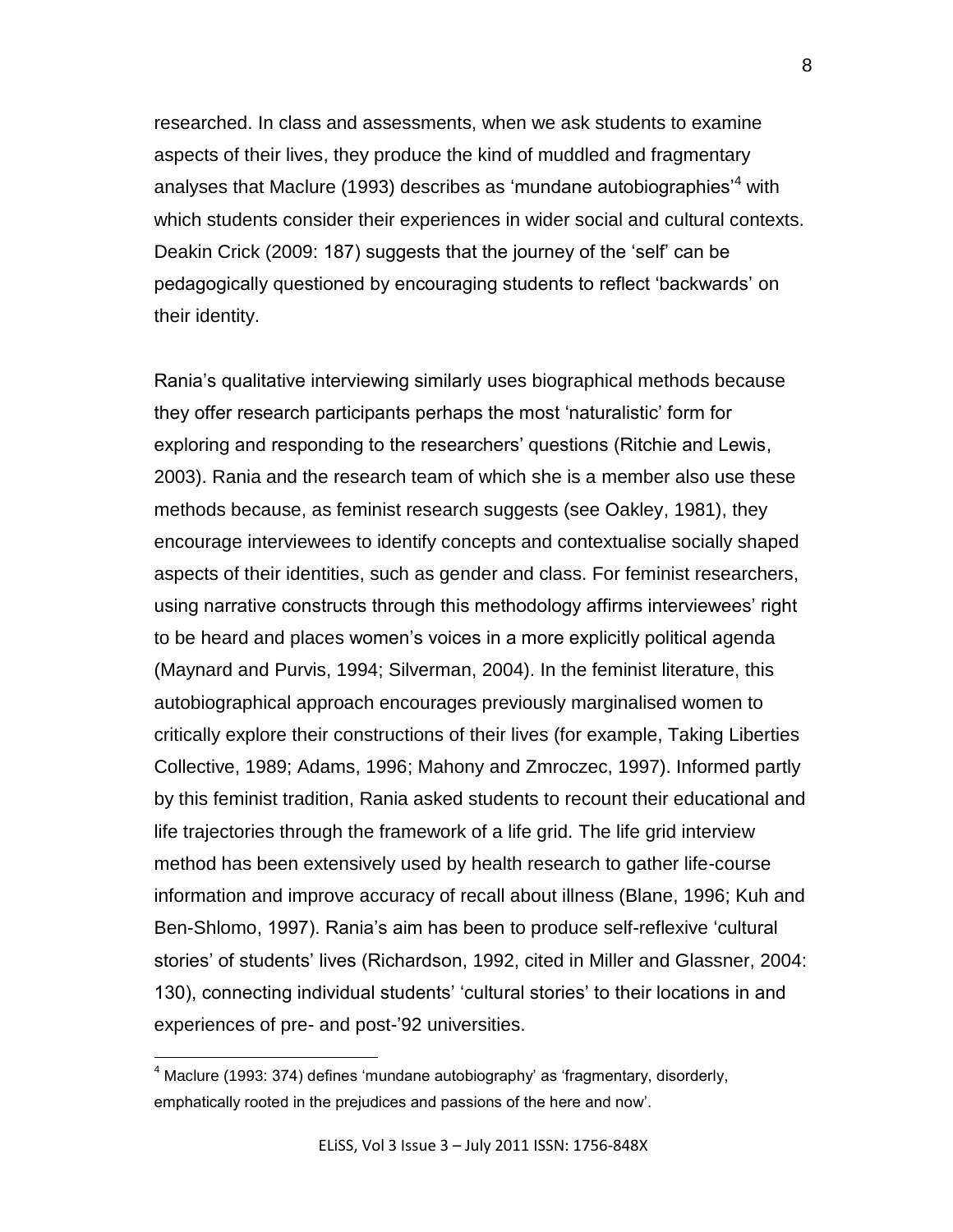researched. In class and assessments, when we ask students to examine aspects of their lives, they produce the kind of muddled and fragmentary analyses that Maclure (1993) describes as 'mundane autobiographies'[4] with which students consider their experiences in wider social and cultural contexts. Deakin Crick (2009: 187) suggests that the journey of the 'self' can be pedagogically questioned by encouraging students to reflect 'backwards' on their identity.

Rania's qualitative interviewing similarly uses biographical methods because they offer research participants perhaps the most 'naturalistic' form for exploring and responding to the researchers' questions (Ritchie and Lewis, 2003). Rania and the research team of which she is a member also use these methods because, as feminist research suggests (see Oakley, 1981), they encourage interviewees to identify concepts and contextualise socially shaped aspects of their identities, such as gender and class. For feminist researchers, using narrative constructs through this methodology affirms interviewees' right to be heard and places women's voices in a more explicitly political agenda (Maynard and Purvis, 1994; Silverman, 2004). In the feminist literature, this autobiographical approach encourages previously marginalised women to critically explore their constructions of their lives (for example, Taking Liberties Collective, 1989; Adams, 1996; Mahony and Zmroczec, 1997). Informed partly by this feminist tradition, Rania asked students to recount their educational and life trajectories through the framework of a life grid. The life grid interview method has been extensively used by health research to gather life-course information and improve accuracy of recall about illness (Blane, 1996; Kuh and Ben-Shlomo, 1997). Rania's aim has been to produce self-reflexive 'cultural stories' of students' lives (Richardson, 1992, cited in Miller and Glassner, 2004: 130), connecting individual students' 'cultural stories' to their locations in and experiences of pre- and post-'92 universities.

[4] Maclure (1993: 374) defines 'mundane autobiography' as 'fragmentary, disorderly, emphatically rooted in the prejudices and passions of the here and now'.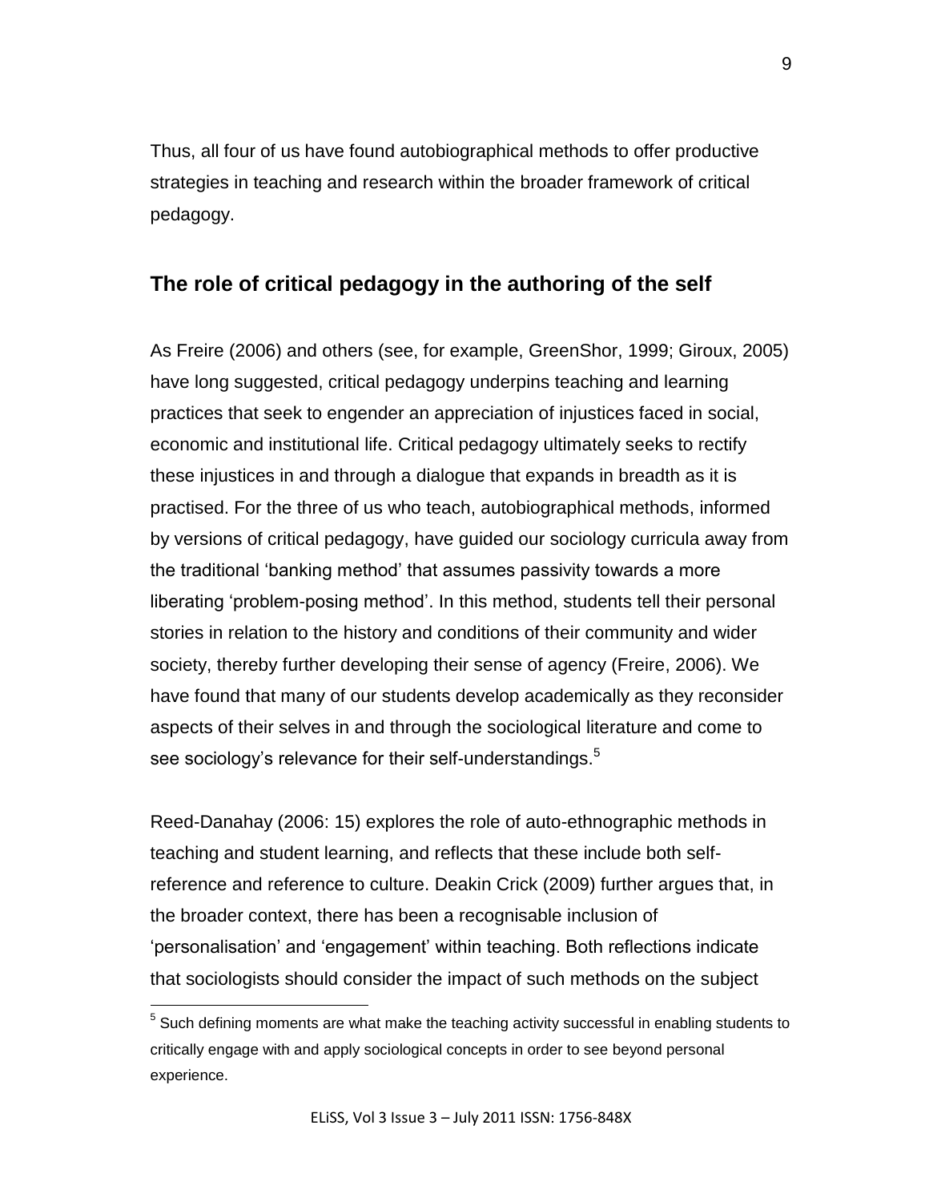Thus, all four of us have found autobiographical methods to offer productive strategies in teaching and research within the broader framework of critical pedagogy.

## The role of critical pedagogy in the authoring of the self

As Freire (2006) and others (see, for example, GreenShor, 1999; Giroux, 2005) have long suggested, critical pedagogy underpins teaching and learning practices that seek to engender an appreciation of injustices faced in social, economic and institutional life. Critical pedagogy ultimately seeks to rectify these injustices in and through a dialogue that expands in breadth as it is practised. For the three of us who teach, autobiographical methods, informed by versions of critical pedagogy, have guided our sociology curricula away from the traditional 'banking method' that assumes passivity towards a more liberating 'problem-posing method'. In this method, students tell their personal stories in relation to the history and conditions of their community and wider society, thereby further developing their sense of agency (Freire, 2006). We have found that many of our students develop academically as they reconsider aspects of their selves in and through the sociological literature and come to see sociology's relevance for their self-understandings.[5]

Reed-Danahay (2006: 15) explores the role of auto-ethnographic methods in teaching and student learning, and reflects that these include both self-reference and reference to culture. Deakin Crick (2009) further argues that, in the broader context, there has been a recognisable inclusion of 'personalisation' and 'engagement' within teaching. Both reflections indicate that sociologists should consider the impact of such methods on the subject

[5] Such defining moments are what make the teaching activity successful in enabling students to critically engage with and apply sociological concepts in order to see beyond personal experience.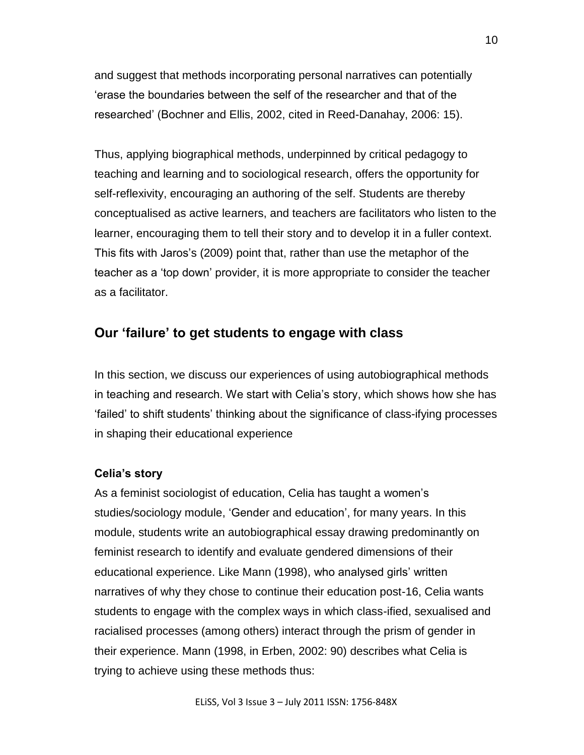and suggest that methods incorporating personal narratives can potentially 'erase the boundaries between the self of the researcher and that of the researched' (Bochner and Ellis, 2002, cited in Reed-Danahay, 2006: 15).

Thus, applying biographical methods, underpinned by critical pedagogy to teaching and learning and to sociological research, offers the opportunity for self-reflexivity, encouraging an authoring of the self. Students are thereby conceptualised as active learners, and teachers are facilitators who listen to the learner, encouraging them to tell their story and to develop it in a fuller context. This fits with Jaros's (2009) point that, rather than use the metaphor of the teacher as a 'top down' provider, it is more appropriate to consider the teacher as a facilitator.

## Our 'failure' to get students to engage with class

In this section, we discuss our experiences of using autobiographical methods in teaching and research. We start with Celia's story, which shows how she has 'failed' to shift students' thinking about the significance of class-ifying processes in shaping their educational experience

### Celia's story

As a feminist sociologist of education, Celia has taught a women's studies/sociology module, 'Gender and education', for many years. In this module, students write an autobiographical essay drawing predominantly on feminist research to identify and evaluate gendered dimensions of their educational experience. Like Mann (1998), who analysed girls' written narratives of why they chose to continue their education post-16, Celia wants students to engage with the complex ways in which class-ified, sexualised and racialised processes (among others) interact through the prism of gender in their experience. Mann (1998, in Erben, 2002: 90) describes what Celia is trying to achieve using these methods thus: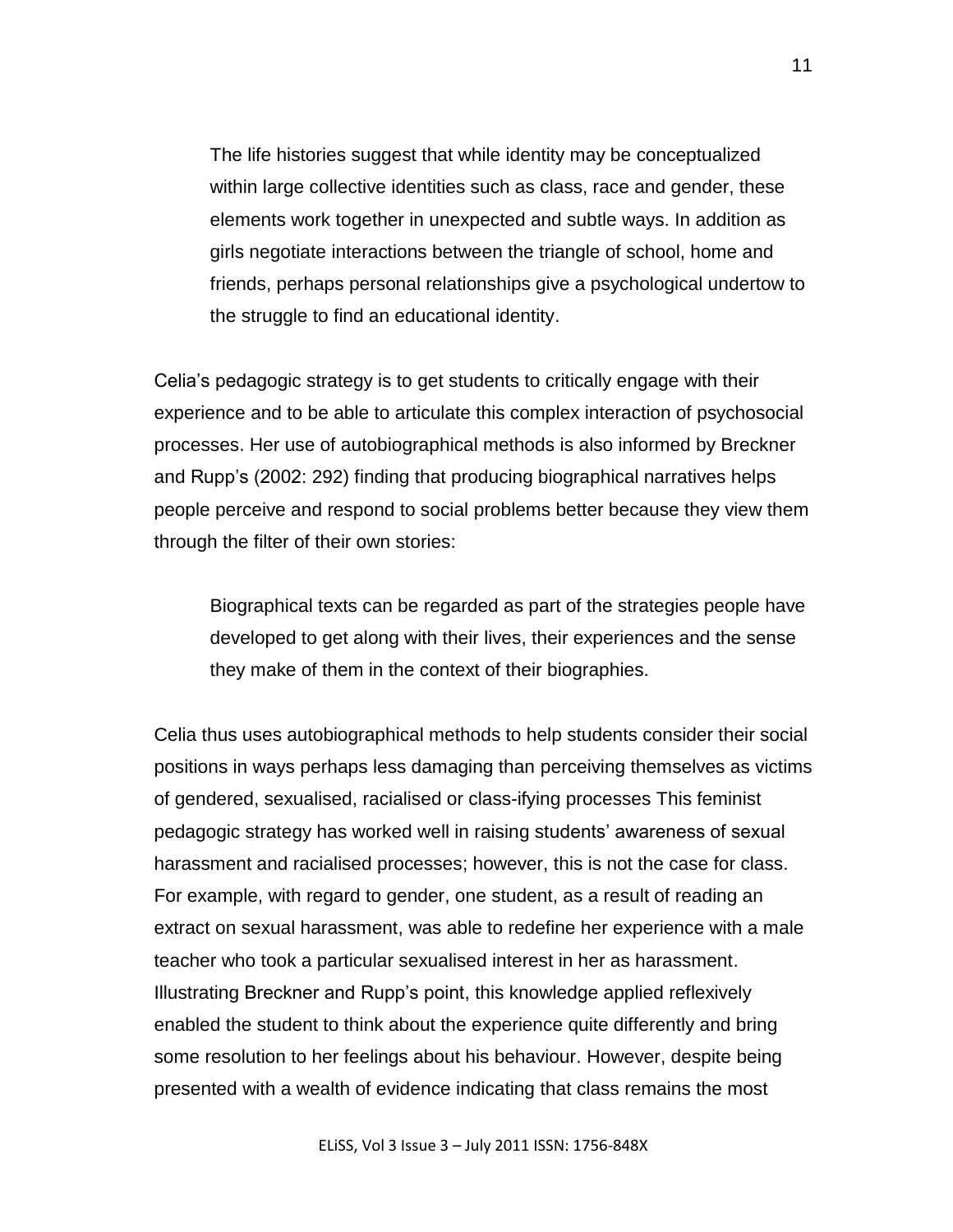> The life histories suggest that while identity may be conceptualized within large collective identities such as class, race and gender, these elements work together in unexpected and subtle ways. In addition as girls negotiate interactions between the triangle of school, home and friends, perhaps personal relationships give a psychological undertow to the struggle to find an educational identity.

Celia's pedagogic strategy is to get students to critically engage with their experience and to be able to articulate this complex interaction of psychosocial processes. Her use of autobiographical methods is also informed by Breckner and Rupp's (2002: 292) finding that producing biographical narratives helps people perceive and respond to social problems better because they view them through the filter of their own stories:

> Biographical texts can be regarded as part of the strategies people have developed to get along with their lives, their experiences and the sense they make of them in the context of their biographies.

Celia thus uses autobiographical methods to help students consider their social positions in ways perhaps less damaging than perceiving themselves as victims of gendered, sexualised, racialised or class-ifying processes This feminist pedagogic strategy has worked well in raising students' awareness of sexual harassment and racialised processes; however, this is not the case for class. For example, with regard to gender, one student, as a result of reading an extract on sexual harassment, was able to redefine her experience with a male teacher who took a particular sexualised interest in her as harassment. Illustrating Breckner and Rupp's point, this knowledge applied reflexively enabled the student to think about the experience quite differently and bring some resolution to her feelings about his behaviour. However, despite being presented with a wealth of evidence indicating that class remains the most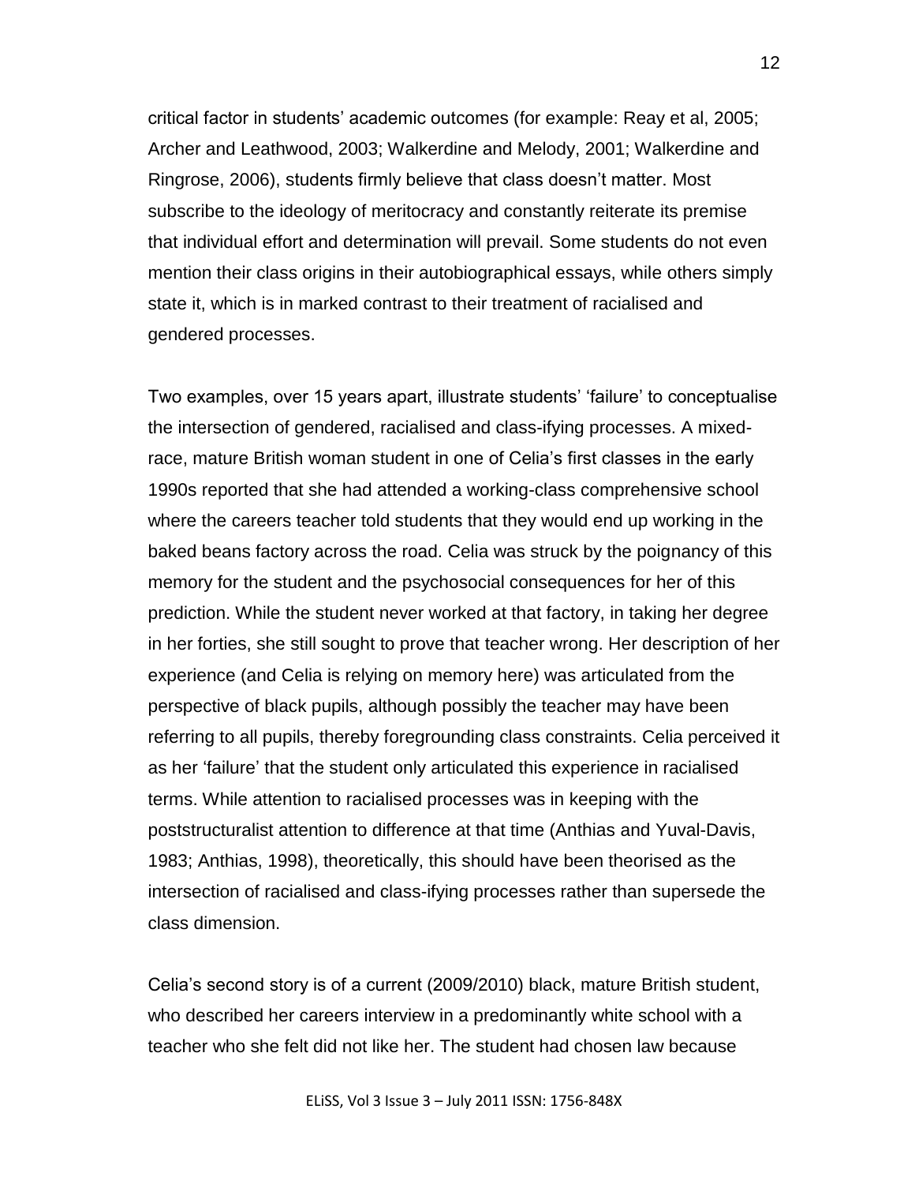critical factor in students' academic outcomes (for example: Reay et al, 2005; Archer and Leathwood, 2003; Walkerdine and Melody, 2001; Walkerdine and Ringrose, 2006), students firmly believe that class doesn't matter. Most subscribe to the ideology of meritocracy and constantly reiterate its premise that individual effort and determination will prevail. Some students do not even mention their class origins in their autobiographical essays, while others simply state it, which is in marked contrast to their treatment of racialised and gendered processes.

Two examples, over 15 years apart, illustrate students' 'failure' to conceptualise the intersection of gendered, racialised and class-ifying processes. A mixed-race, mature British woman student in one of Celia's first classes in the early 1990s reported that she had attended a working-class comprehensive school where the careers teacher told students that they would end up working in the baked beans factory across the road. Celia was struck by the poignancy of this memory for the student and the psychosocial consequences for her of this prediction. While the student never worked at that factory, in taking her degree in her forties, she still sought to prove that teacher wrong. Her description of her experience (and Celia is relying on memory here) was articulated from the perspective of black pupils, although possibly the teacher may have been referring to all pupils, thereby foregrounding class constraints. Celia perceived it as her 'failure' that the student only articulated this experience in racialised terms. While attention to racialised processes was in keeping with the poststructuralist attention to difference at that time (Anthias and Yuval-Davis, 1983; Anthias, 1998), theoretically, this should have been theorised as the intersection of racialised and class-ifying processes rather than supersede the class dimension.

Celia's second story is of a current (2009/2010) black, mature British student, who described her careers interview in a predominantly white school with a teacher who she felt did not like her. The student had chosen law because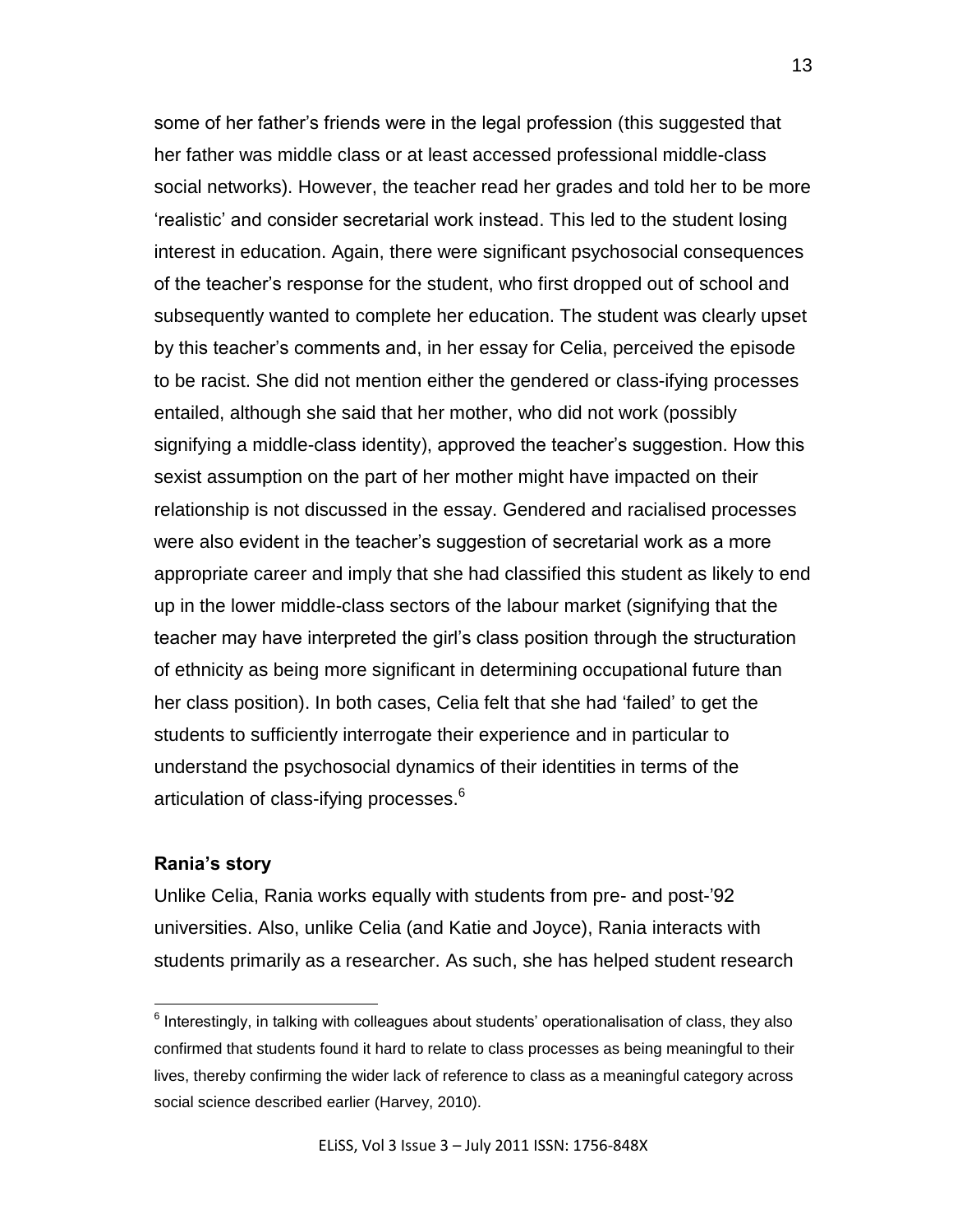some of her father's friends were in the legal profession (this suggested that her father was middle class or at least accessed professional middle-class social networks). However, the teacher read her grades and told her to be more 'realistic' and consider secretarial work instead. This led to the student losing interest in education. Again, there were significant psychosocial consequences of the teacher's response for the student, who first dropped out of school and subsequently wanted to complete her education. The student was clearly upset by this teacher's comments and, in her essay for Celia, perceived the episode to be racist. She did not mention either the gendered or class-ifying processes entailed, although she said that her mother, who did not work (possibly signifying a middle-class identity), approved the teacher's suggestion. How this sexist assumption on the part of her mother might have impacted on their relationship is not discussed in the essay. Gendered and racialised processes were also evident in the teacher's suggestion of secretarial work as a more appropriate career and imply that she had classified this student as likely to end up in the lower middle-class sectors of the labour market (signifying that the teacher may have interpreted the girl's class position through the structuration of ethnicity as being more significant in determining occupational future than her class position). In both cases, Celia felt that she had 'failed' to get the students to sufficiently interrogate their experience and in particular to understand the psychosocial dynamics of their identities in terms of the articulation of class-ifying processes.[6]

**Rania's story**

Unlike Celia, Rania works equally with students from pre- and post-'92 universities. Also, unlike Celia (and Katie and Joyce), Rania interacts with students primarily as a researcher. As such, she has helped student research

[6] Interestingly, in talking with colleagues about students' operationalisation of class, they also confirmed that students found it hard to relate to class processes as being meaningful to their lives, thereby confirming the wider lack of reference to class as a meaningful category across social science described earlier (Harvey, 2010).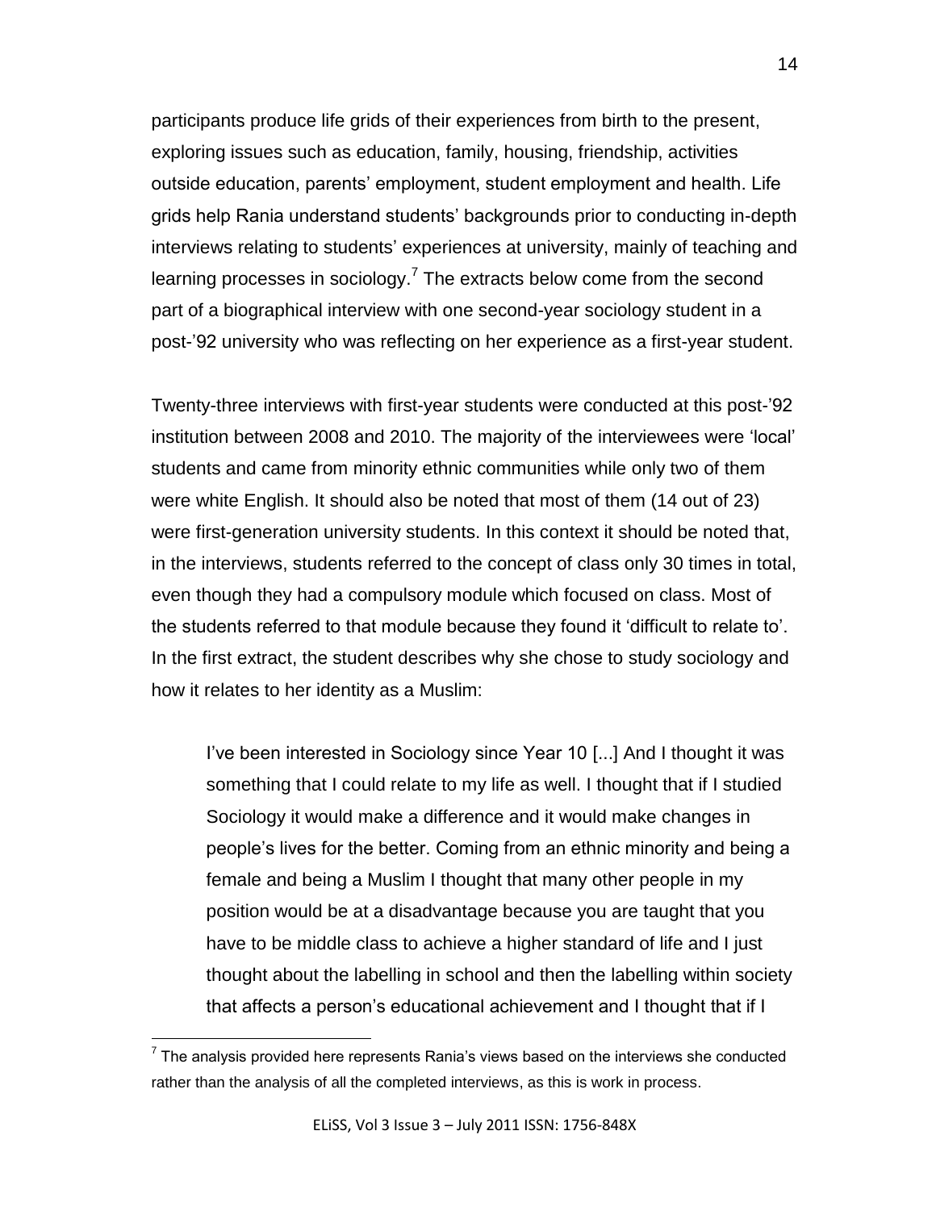participants produce life grids of their experiences from birth to the present, exploring issues such as education, family, housing, friendship, activities outside education, parents' employment, student employment and health. Life grids help Rania understand students' backgrounds prior to conducting in-depth interviews relating to students' experiences at university, mainly of teaching and learning processes in sociology.[7] The extracts below come from the second part of a biographical interview with one second-year sociology student in a post-'92 university who was reflecting on her experience as a first-year student.

Twenty-three interviews with first-year students were conducted at this post-'92 institution between 2008 and 2010. The majority of the interviewees were 'local' students and came from minority ethnic communities while only two of them were white English. It should also be noted that most of them (14 out of 23) were first-generation university students. In this context it should be noted that, in the interviews, students referred to the concept of class only 30 times in total, even though they had a compulsory module which focused on class. Most of the students referred to that module because they found it 'difficult to relate to'. In the first extract, the student describes why she chose to study sociology and how it relates to her identity as a Muslim:

> I've been interested in Sociology since Year 10 [...] And I thought it was something that I could relate to my life as well. I thought that if I studied Sociology it would make a difference and it would make changes in people's lives for the better. Coming from an ethnic minority and being a female and being a Muslim I thought that many other people in my position would be at a disadvantage because you are taught that you have to be middle class to achieve a higher standard of life and I just thought about the labelling in school and then the labelling within society that affects a person's educational achievement and I thought that if I

[7] The analysis provided here represents Rania's views based on the interviews she conducted rather than the analysis of all the completed interviews, as this is work in process.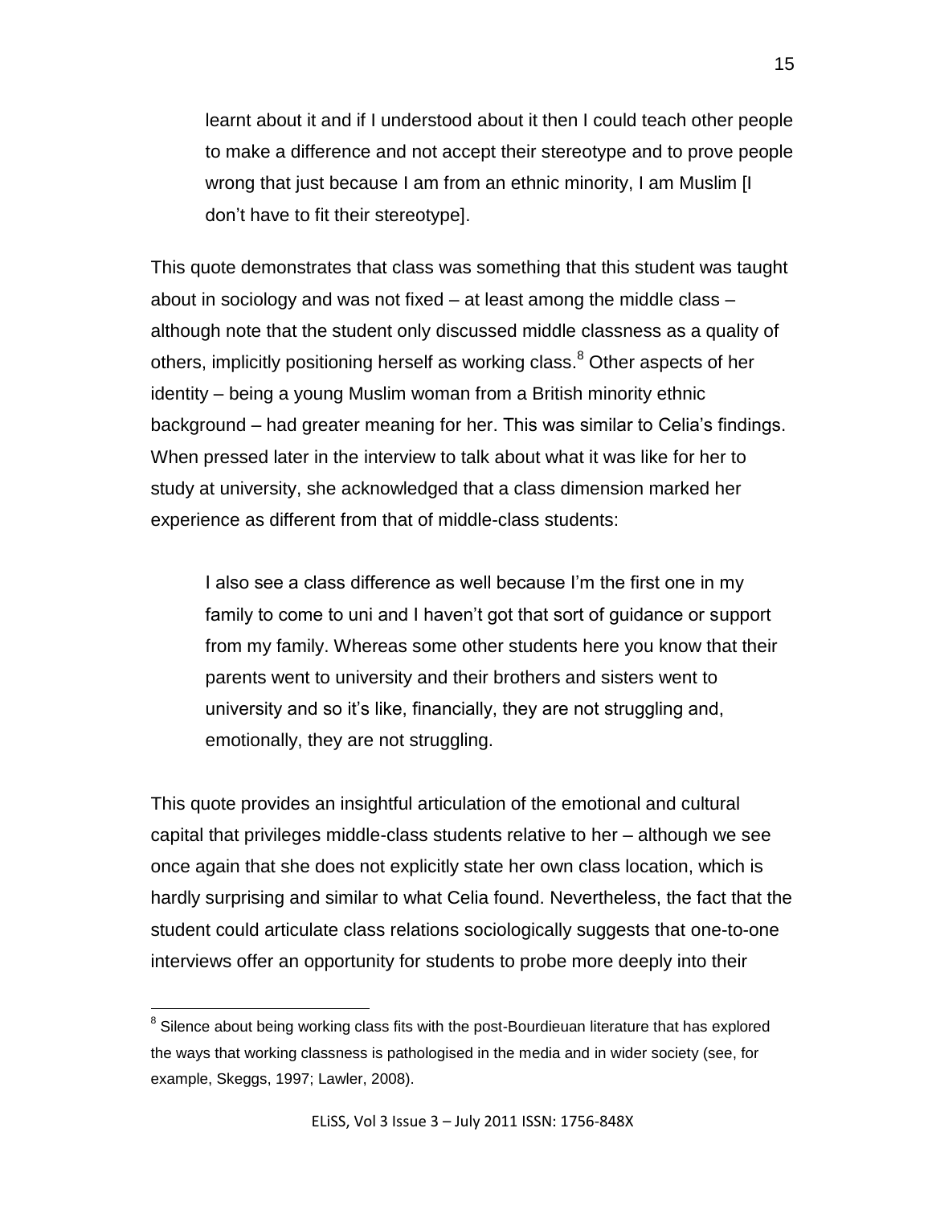> learnt about it and if I understood about it then I could teach other people to make a difference and not accept their stereotype and to prove people wrong that just because I am from an ethnic minority, I am Muslim [I don't have to fit their stereotype].

This quote demonstrates that class was something that this student was taught about in sociology and was not fixed – at least among the middle class – although note that the student only discussed middle classness as a quality of others, implicitly positioning herself as working class.[8] Other aspects of her identity – being a young Muslim woman from a British minority ethnic background – had greater meaning for her. This was similar to Celia's findings. When pressed later in the interview to talk about what it was like for her to study at university, she acknowledged that a class dimension marked her experience as different from that of middle-class students:

> I also see a class difference as well because I'm the first one in my family to come to uni and I haven't got that sort of guidance or support from my family. Whereas some other students here you know that their parents went to university and their brothers and sisters went to university and so it's like, financially, they are not struggling and, emotionally, they are not struggling.

This quote provides an insightful articulation of the emotional and cultural capital that privileges middle-class students relative to her – although we see once again that she does not explicitly state her own class location, which is hardly surprising and similar to what Celia found. Nevertheless, the fact that the student could articulate class relations sociologically suggests that one-to-one interviews offer an opportunity for students to probe more deeply into their

---

[8] Silence about being working class fits with the post-Bourdieuan literature that has explored the ways that working classness is pathologised in the media and in wider society (see, for example, Skeggs, 1997; Lawler, 2008).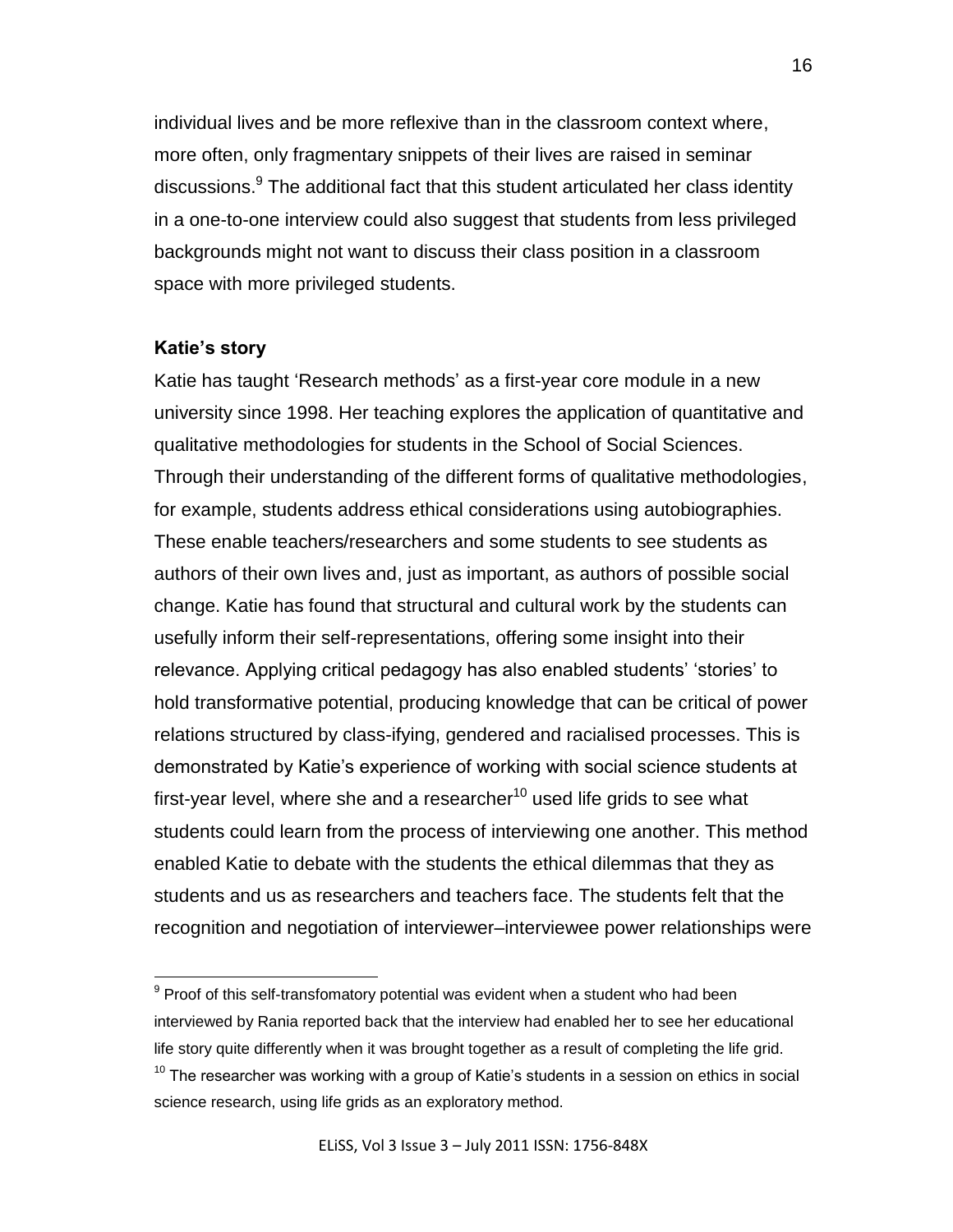individual lives and be more reflexive than in the classroom context where, more often, only fragmentary snippets of their lives are raised in seminar discussions.[9] The additional fact that this student articulated her class identity in a one-to-one interview could also suggest that students from less privileged backgrounds might not want to discuss their class position in a classroom space with more privileged students.

**Katie's story**

Katie has taught 'Research methods' as a first-year core module in a new university since 1998. Her teaching explores the application of quantitative and qualitative methodologies for students in the School of Social Sciences. Through their understanding of the different forms of qualitative methodologies, for example, students address ethical considerations using autobiographies. These enable teachers/researchers and some students to see students as authors of their own lives and, just as important, as authors of possible social change. Katie has found that structural and cultural work by the students can usefully inform their self-representations, offering some insight into their relevance. Applying critical pedagogy has also enabled students' 'stories' to hold transformative potential, producing knowledge that can be critical of power relations structured by class-ifying, gendered and racialised processes. This is demonstrated by Katie's experience of working with social science students at first-year level, where she and a researcher[10] used life grids to see what students could learn from the process of interviewing one another. This method enabled Katie to debate with the students the ethical dilemmas that they as students and us as researchers and teachers face. The students felt that the recognition and negotiation of interviewer–interviewee power relationships were

[9] Proof of this self-transfomatory potential was evident when a student who had been interviewed by Rania reported back that the interview had enabled her to see her educational life story quite differently when it was brought together as a result of completing the life grid.

[10] The researcher was working with a group of Katie's students in a session on ethics in social science research, using life grids as an exploratory method.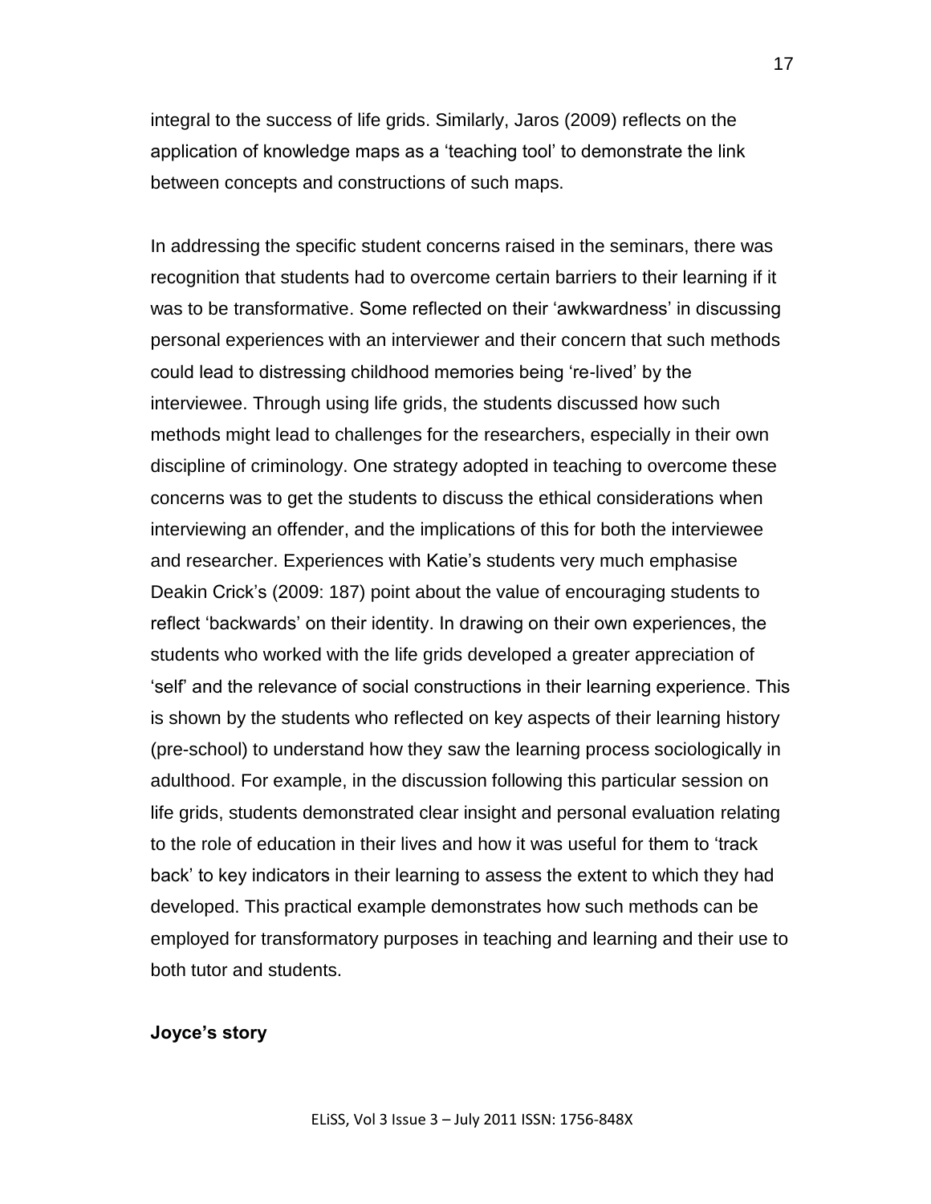integral to the success of life grids. Similarly, Jaros (2009) reflects on the application of knowledge maps as a 'teaching tool' to demonstrate the link between concepts and constructions of such maps.

In addressing the specific student concerns raised in the seminars, there was recognition that students had to overcome certain barriers to their learning if it was to be transformative. Some reflected on their 'awkwardness' in discussing personal experiences with an interviewer and their concern that such methods could lead to distressing childhood memories being 're-lived' by the interviewee. Through using life grids, the students discussed how such methods might lead to challenges for the researchers, especially in their own discipline of criminology. One strategy adopted in teaching to overcome these concerns was to get the students to discuss the ethical considerations when interviewing an offender, and the implications of this for both the interviewee and researcher. Experiences with Katie's students very much emphasise Deakin Crick's (2009: 187) point about the value of encouraging students to reflect 'backwards' on their identity. In drawing on their own experiences, the students who worked with the life grids developed a greater appreciation of 'self' and the relevance of social constructions in their learning experience. This is shown by the students who reflected on key aspects of their learning history (pre-school) to understand how they saw the learning process sociologically in adulthood. For example, in the discussion following this particular session on life grids, students demonstrated clear insight and personal evaluation relating to the role of education in their lives and how it was useful for them to 'track back' to key indicators in their learning to assess the extent to which they had developed. This practical example demonstrates how such methods can be employed for transformatory purposes in teaching and learning and their use to both tutor and students.

**Joyce's story**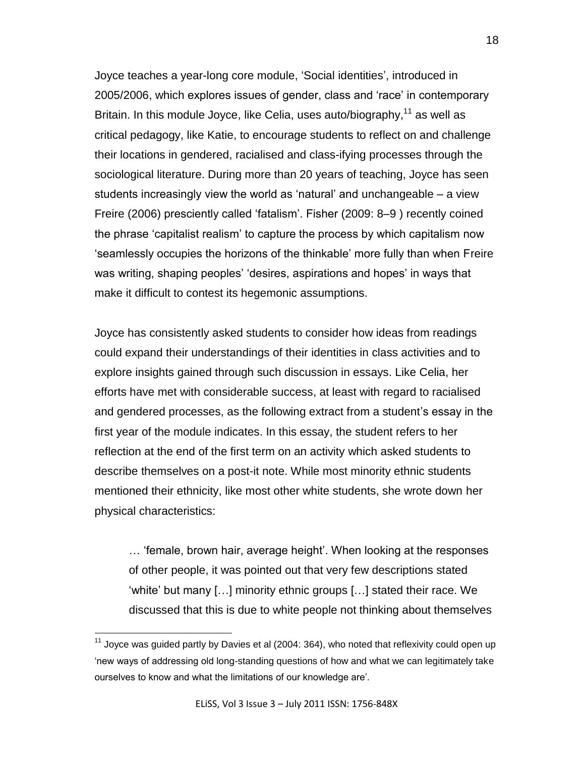Joyce teaches a year-long core module, 'Social identities', introduced in 2005/2006, which explores issues of gender, class and 'race' in contemporary Britain. In this module Joyce, like Celia, uses auto/biography,[11] as well as critical pedagogy, like Katie, to encourage students to reflect on and challenge their locations in gendered, racialised and class-ifying processes through the sociological literature. During more than 20 years of teaching, Joyce has seen students increasingly view the world as 'natural' and unchangeable – a view Freire (2006) presciently called 'fatalism'. Fisher (2009: 8–9 ) recently coined the phrase 'capitalist realism' to capture the process by which capitalism now 'seamlessly occupies the horizons of the thinkable' more fully than when Freire was writing, shaping peoples' 'desires, aspirations and hopes' in ways that make it difficult to contest its hegemonic assumptions.

Joyce has consistently asked students to consider how ideas from readings could expand their understandings of their identities in class activities and to explore insights gained through such discussion in essays. Like Celia, her efforts have met with considerable success, at least with regard to racialised and gendered processes, as the following extract from a student's essay in the first year of the module indicates. In this essay, the student refers to her reflection at the end of the first term on an activity which asked students to describe themselves on a post-it note. While most minority ethnic students mentioned their ethnicity, like most other white students, she wrote down her physical characteristics:

> … 'female, brown hair, average height'. When looking at the responses of other people, it was pointed out that very few descriptions stated 'white' but many […] minority ethnic groups […] stated their race. We discussed that this is due to white people not thinking about themselves

---

[11] Joyce was guided partly by Davies et al (2004: 364), who noted that reflexivity could open up 'new ways of addressing old long-standing questions of how and what we can legitimately take ourselves to know and what the limitations of our knowledge are'.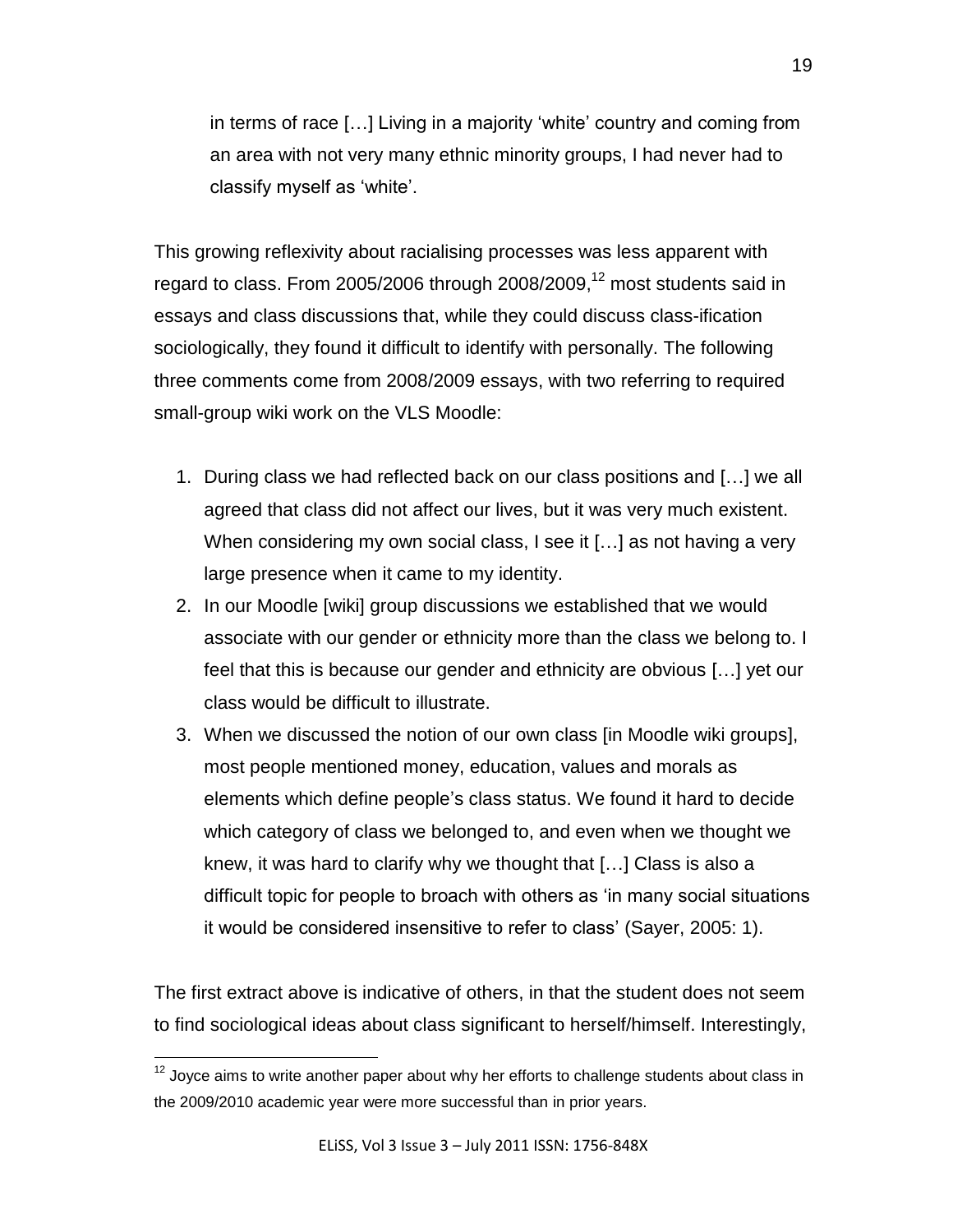> in terms of race […] Living in a majority 'white' country and coming from an area with not very many ethnic minority groups, I had never had to classify myself as 'white'.

This growing reflexivity about racialising processes was less apparent with regard to class. From 2005/2006 through 2008/2009,[12] most students said in essays and class discussions that, while they could discuss class-ification sociologically, they found it difficult to identify with personally. The following three comments come from 2008/2009 essays, with two referring to required small-group wiki work on the VLS Moodle:

1. During class we had reflected back on our class positions and […] we all agreed that class did not affect our lives, but it was very much existent. When considering my own social class, I see it […] as not having a very large presence when it came to my identity.
2. In our Moodle [wiki] group discussions we established that we would associate with our gender or ethnicity more than the class we belong to. I feel that this is because our gender and ethnicity are obvious […] yet our class would be difficult to illustrate.
3. When we discussed the notion of our own class [in Moodle wiki groups], most people mentioned money, education, values and morals as elements which define people's class status. We found it hard to decide which category of class we belonged to, and even when we thought we knew, it was hard to clarify why we thought that […] Class is also a difficult topic for people to broach with others as 'in many social situations it would be considered insensitive to refer to class' (Sayer, 2005: 1).

The first extract above is indicative of others, in that the student does not seem to find sociological ideas about class significant to herself/himself. Interestingly,

[12] Joyce aims to write another paper about why her efforts to challenge students about class in the 2009/2010 academic year were more successful than in prior years.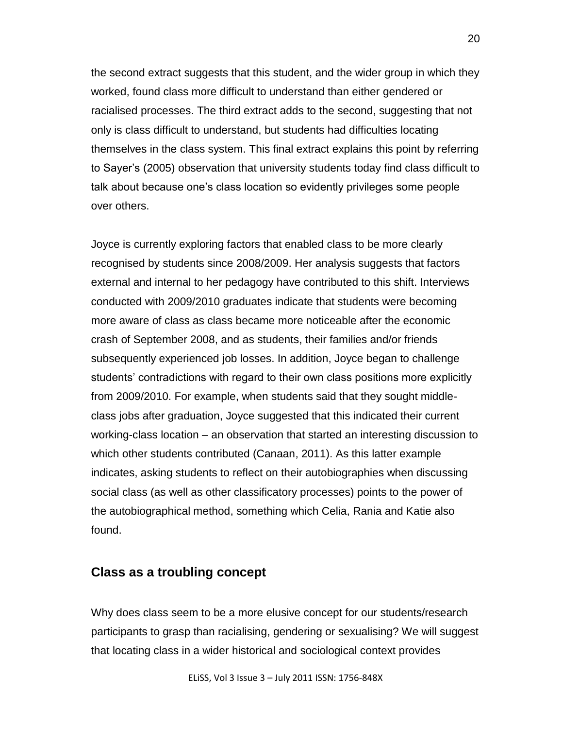the second extract suggests that this student, and the wider group in which they worked, found class more difficult to understand than either gendered or racialised processes. The third extract adds to the second, suggesting that not only is class difficult to understand, but students had difficulties locating themselves in the class system. This final extract explains this point by referring to Sayer's (2005) observation that university students today find class difficult to talk about because one's class location so evidently privileges some people over others.

Joyce is currently exploring factors that enabled class to be more clearly recognised by students since 2008/2009. Her analysis suggests that factors external and internal to her pedagogy have contributed to this shift. Interviews conducted with 2009/2010 graduates indicate that students were becoming more aware of class as class became more noticeable after the economic crash of September 2008, and as students, their families and/or friends subsequently experienced job losses. In addition, Joyce began to challenge students' contradictions with regard to their own class positions more explicitly from 2009/2010. For example, when students said that they sought middle-class jobs after graduation, Joyce suggested that this indicated their current working-class location – an observation that started an interesting discussion to which other students contributed (Canaan, 2011). As this latter example indicates, asking students to reflect on their autobiographies when discussing social class (as well as other classificatory processes) points to the power of the autobiographical method, something which Celia, Rania and Katie also found.

## Class as a troubling concept

Why does class seem to be a more elusive concept for our students/research participants to grasp than racialising, gendering or sexualising? We will suggest that locating class in a wider historical and sociological context provides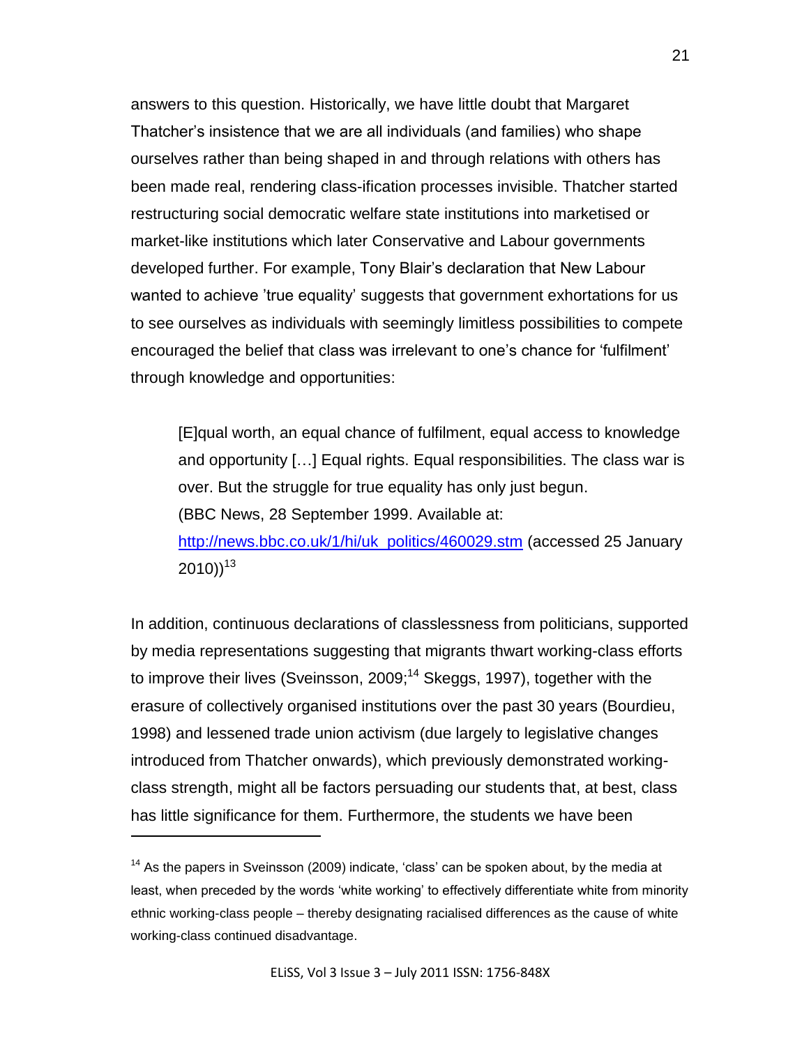answers to this question. Historically, we have little doubt that Margaret Thatcher's insistence that we are all individuals (and families) who shape ourselves rather than being shaped in and through relations with others has been made real, rendering class-ification processes invisible. Thatcher started restructuring social democratic welfare state institutions into marketised or market-like institutions which later Conservative and Labour governments developed further. For example, Tony Blair's declaration that New Labour wanted to achieve 'true equality' suggests that government exhortations for us to see ourselves as individuals with seemingly limitless possibilities to compete encouraged the belief that class was irrelevant to one's chance for 'fulfilment' through knowledge and opportunities:

> [E]qual worth, an equal chance of fulfilment, equal access to knowledge and opportunity […] Equal rights. Equal responsibilities. The class war is over. But the struggle for true equality has only just begun.
> (BBC News, 28 September 1999. Available at: [http://news.bbc.co.uk/1/hi/uk_politics/460029.stm](http://news.bbc.co.uk/1/hi/uk_politics/460029.stm) (accessed 25 January 2010))[13]

In addition, continuous declarations of classlessness from politicians, supported by media representations suggesting that migrants thwart working-class efforts to improve their lives (Sveinsson, 2009;[14] Skeggs, 1997), together with the erasure of collectively organised institutions over the past 30 years (Bourdieu, 1998) and lessened trade union activism (due largely to legislative changes introduced from Thatcher onwards), which previously demonstrated working-class strength, might all be factors persuading our students that, at best, class has little significance for them. Furthermore, the students we have been

---

[14] As the papers in Sveinsson (2009) indicate, 'class' can be spoken about, by the media at least, when preceded by the words 'white working' to effectively differentiate white from minority ethnic working-class people – thereby designating racialised differences as the cause of white working-class continued disadvantage.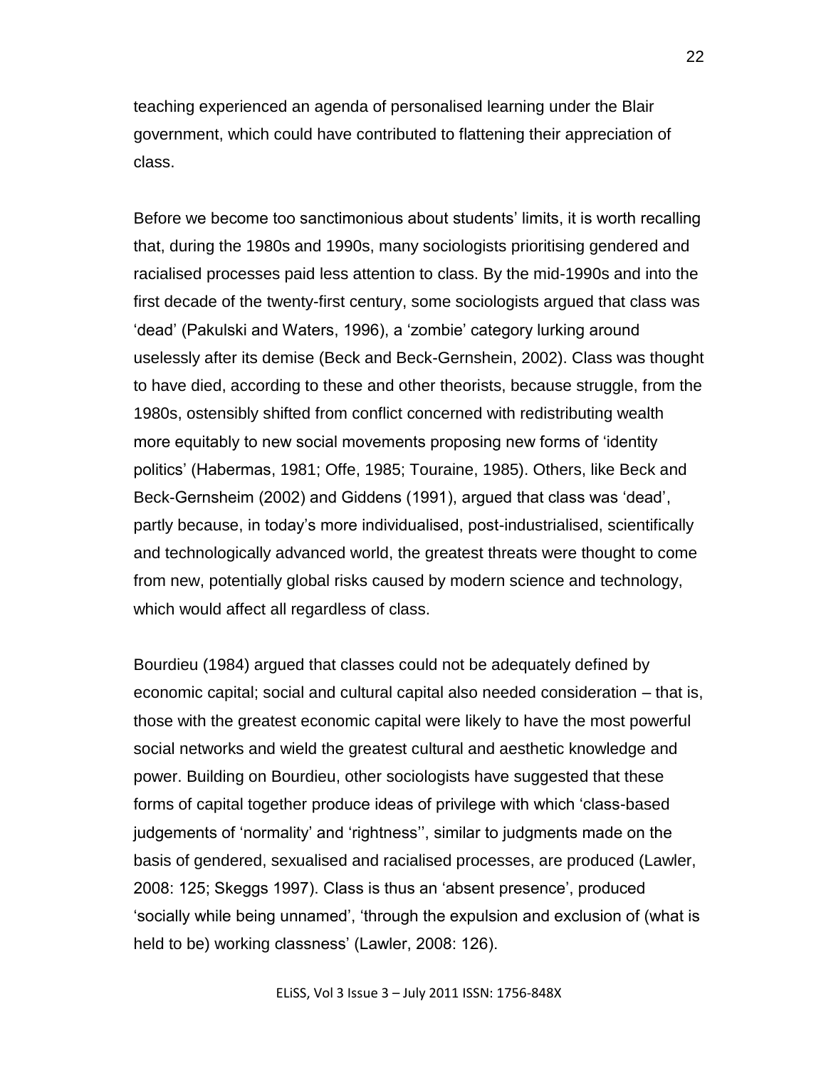teaching experienced an agenda of personalised learning under the Blair government, which could have contributed to flattening their appreciation of class.

Before we become too sanctimonious about students' limits, it is worth recalling that, during the 1980s and 1990s, many sociologists prioritising gendered and racialised processes paid less attention to class. By the mid-1990s and into the first decade of the twenty-first century, some sociologists argued that class was 'dead' (Pakulski and Waters, 1996), a 'zombie' category lurking around uselessly after its demise (Beck and Beck-Gernshein, 2002). Class was thought to have died, according to these and other theorists, because struggle, from the 1980s, ostensibly shifted from conflict concerned with redistributing wealth more equitably to new social movements proposing new forms of 'identity politics' (Habermas, 1981; Offe, 1985; Touraine, 1985). Others, like Beck and Beck-Gernsheim (2002) and Giddens (1991), argued that class was 'dead', partly because, in today's more individualised, post-industrialised, scientifically and technologically advanced world, the greatest threats were thought to come from new, potentially global risks caused by modern science and technology, which would affect all regardless of class.

Bourdieu (1984) argued that classes could not be adequately defined by economic capital; social and cultural capital also needed consideration – that is, those with the greatest economic capital were likely to have the most powerful social networks and wield the greatest cultural and aesthetic knowledge and power. Building on Bourdieu, other sociologists have suggested that these forms of capital together produce ideas of privilege with which 'class-based judgements of 'normality' and 'rightness'', similar to judgments made on the basis of gendered, sexualised and racialised processes, are produced (Lawler, 2008: 125; Skeggs 1997). Class is thus an 'absent presence', produced 'socially while being unnamed', 'through the expulsion and exclusion of (what is held to be) working classness' (Lawler, 2008: 126).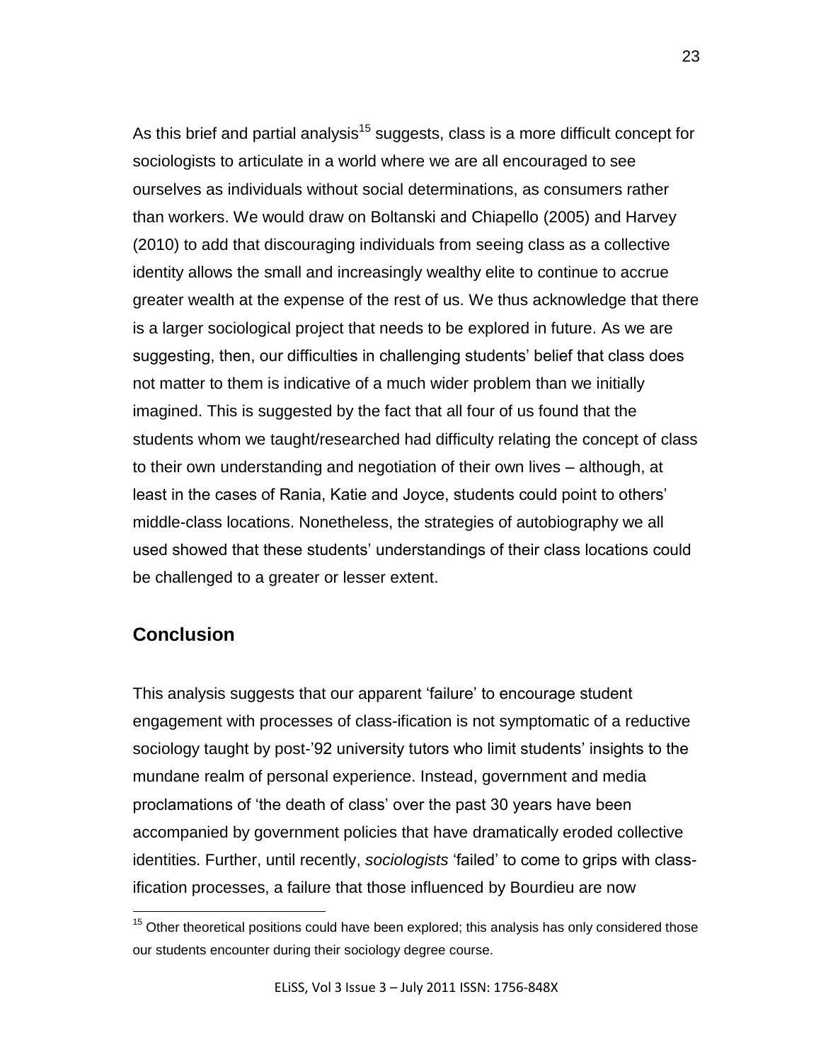As this brief and partial analysis[15] suggests, class is a more difficult concept for sociologists to articulate in a world where we are all encouraged to see ourselves as individuals without social determinations, as consumers rather than workers. We would draw on Boltanski and Chiapello (2005) and Harvey (2010) to add that discouraging individuals from seeing class as a collective identity allows the small and increasingly wealthy elite to continue to accrue greater wealth at the expense of the rest of us. We thus acknowledge that there is a larger sociological project that needs to be explored in future. As we are suggesting, then, our difficulties in challenging students' belief that class does not matter to them is indicative of a much wider problem than we initially imagined. This is suggested by the fact that all four of us found that the students whom we taught/researched had difficulty relating the concept of class to their own understanding and negotiation of their own lives – although, at least in the cases of Rania, Katie and Joyce, students could point to others' middle-class locations. Nonetheless, the strategies of autobiography we all used showed that these students' understandings of their class locations could be challenged to a greater or lesser extent.

## Conclusion

This analysis suggests that our apparent 'failure' to encourage student engagement with processes of class-ification is not symptomatic of a reductive sociology taught by post-'92 university tutors who limit students' insights to the mundane realm of personal experience. Instead, government and media proclamations of 'the death of class' over the past 30 years have been accompanied by government policies that have dramatically eroded collective identities. Further, until recently, *sociologists* 'failed' to come to grips with class-ification processes, a failure that those influenced by Bourdieu are now

[15] Other theoretical positions could have been explored; this analysis has only considered those our students encounter during their sociology degree course.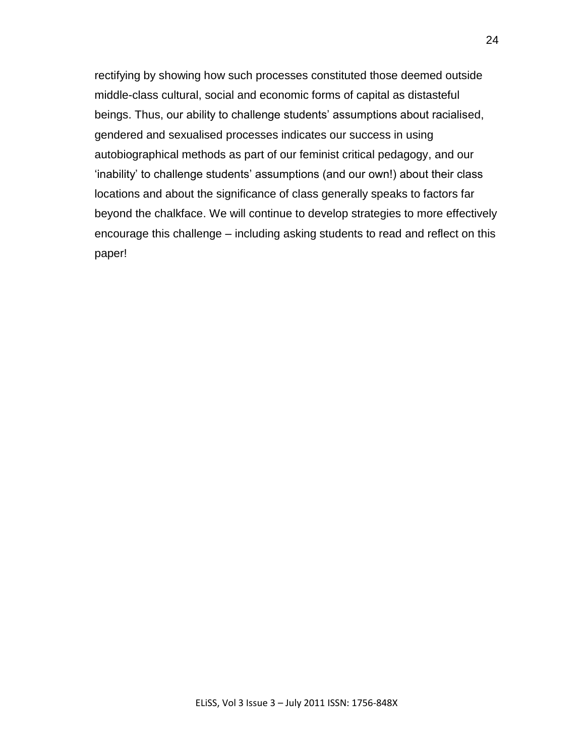rectifying by showing how such processes constituted those deemed outside middle-class cultural, social and economic forms of capital as distasteful beings. Thus, our ability to challenge students' assumptions about racialised, gendered and sexualised processes indicates our success in using autobiographical methods as part of our feminist critical pedagogy, and our 'inability' to challenge students' assumptions (and our own!) about their class locations and about the significance of class generally speaks to factors far beyond the chalkface. We will continue to develop strategies to more effectively encourage this challenge – including asking students to read and reflect on this paper!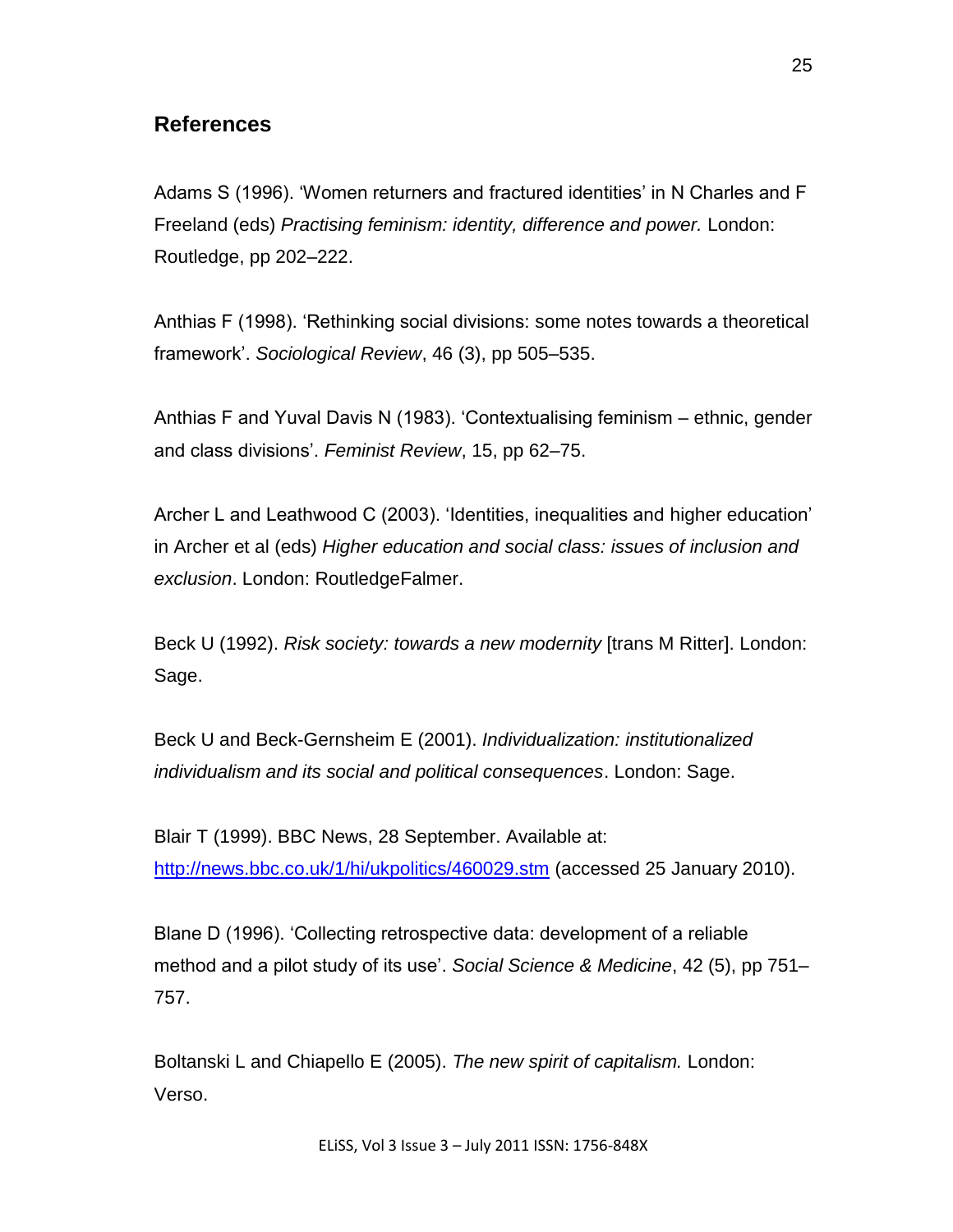## References

Adams S (1996). 'Women returners and fractured identities' in N Charles and F Freeland (eds) *Practising feminism: identity, difference and power.* London: Routledge, pp 202–222.

Anthias F (1998). 'Rethinking social divisions: some notes towards a theoretical framework'. *Sociological Review*, 46 (3), pp 505–535.

Anthias F and Yuval Davis N (1983). 'Contextualising feminism – ethnic, gender and class divisions'. *Feminist Review*, 15, pp 62–75.

Archer L and Leathwood C (2003). 'Identities, inequalities and higher education' in Archer et al (eds) *Higher education and social class: issues of inclusion and exclusion*. London: RoutledgeFalmer.

Beck U (1992). *Risk society: towards a new modernity* [trans M Ritter]. London: Sage.

Beck U and Beck-Gernsheim E (2001). *Individualization: institutionalized individualism and its social and political consequences*. London: Sage.

Blair T (1999). BBC News, 28 September. Available at: http://news.bbc.co.uk/1/hi/ukpolitics/460029.stm (accessed 25 January 2010).

Blane D (1996). 'Collecting retrospective data: development of a reliable method and a pilot study of its use'. *Social Science & Medicine*, 42 (5), pp 751–757.

Boltanski L and Chiapello E (2005). *The new spirit of capitalism.* London: Verso.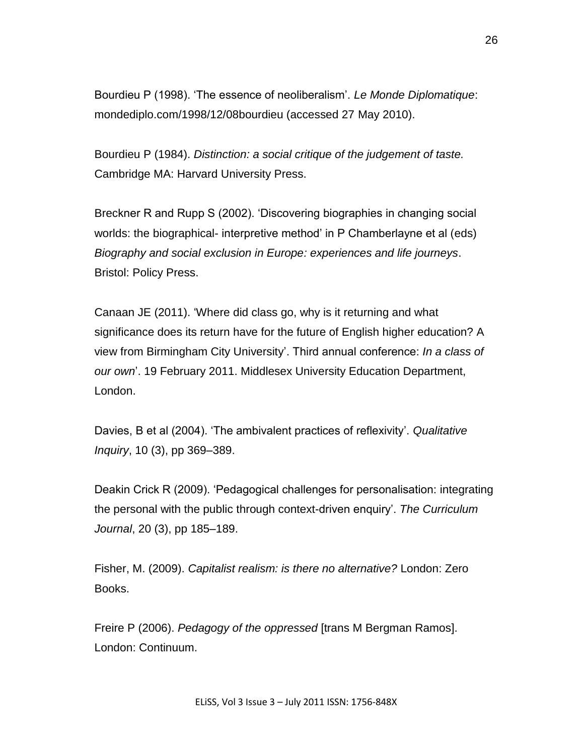Bourdieu P (1998). ‘The essence of neoliberalism’. *Le Monde Diplomatique*: mondediplo.com/1998/12/08bourdieu (accessed 27 May 2010).

Bourdieu P (1984). *Distinction: a social critique of the judgement of taste.* Cambridge MA: Harvard University Press.

Breckner R and Rupp S (2002). ‘Discovering biographies in changing social worlds: the biographical- interpretive method’ in P Chamberlayne et al (eds) *Biography and social exclusion in Europe: experiences and life journeys*. Bristol: Policy Press.

Canaan JE (2011). ‘Where did class go, why is it returning and what significance does its return have for the future of English higher education? A view from Birmingham City University’. Third annual conference: *In a class of our own*’. 19 February 2011. Middlesex University Education Department, London.

Davies, B et al (2004). ‘The ambivalent practices of reflexivity’. *Qualitative Inquiry*, 10 (3), pp 369–389.

Deakin Crick R (2009). ‘Pedagogical challenges for personalisation: integrating the personal with the public through context-driven enquiry’. *The Curriculum Journal*, 20 (3), pp 185–189.

Fisher, M. (2009). *Capitalist realism: is there no alternative?* London: Zero Books.

Freire P (2006). *Pedagogy of the oppressed* [trans M Bergman Ramos]. London: Continuum.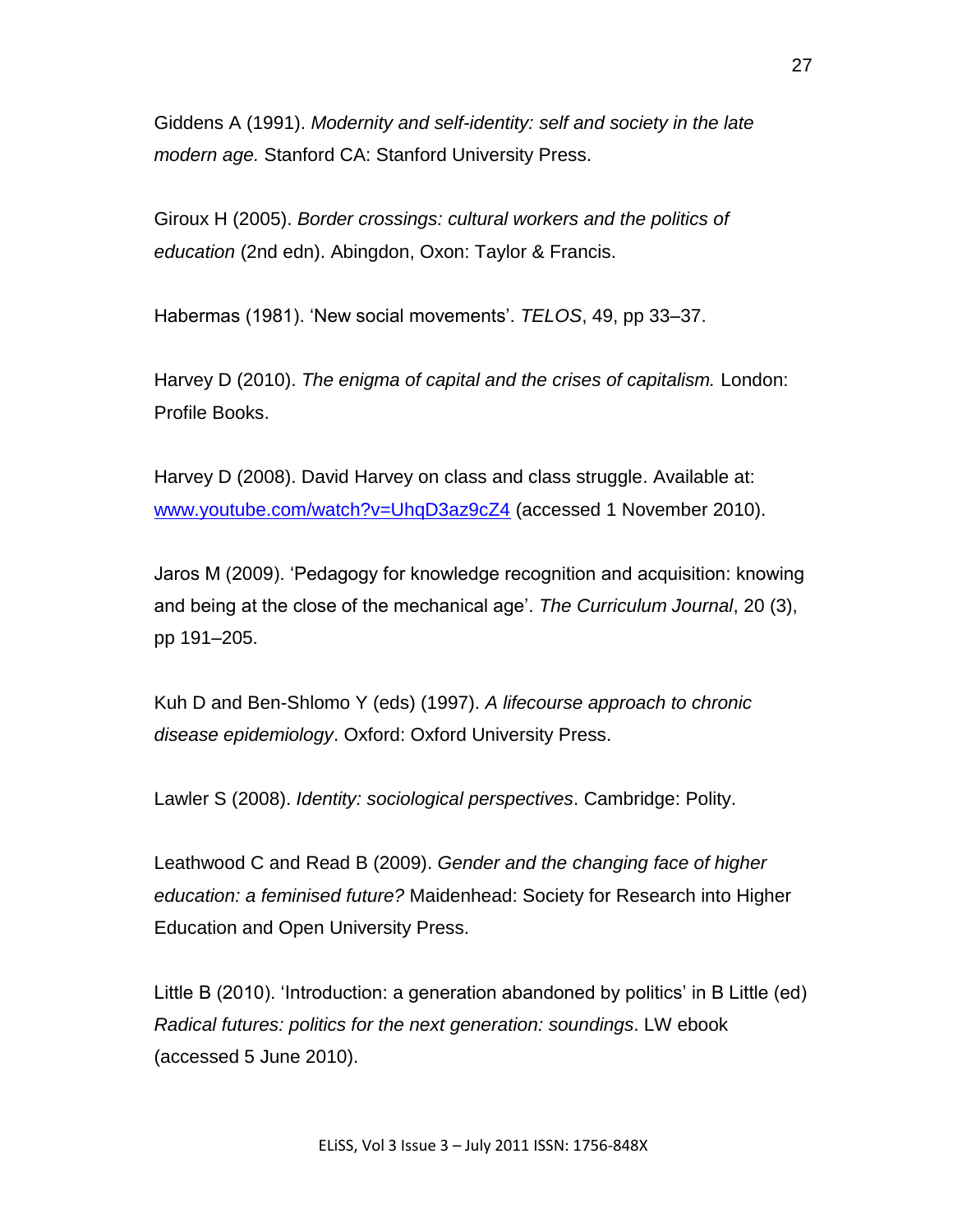Giddens A (1991). *Modernity and self-identity: self and society in the late modern age.* Stanford CA: Stanford University Press.

Giroux H (2005). *Border crossings: cultural workers and the politics of education* (2nd edn). Abingdon, Oxon: Taylor & Francis.

Habermas (1981). 'New social movements'. *TELOS*, 49, pp 33–37.

Harvey D (2010). *The enigma of capital and the crises of capitalism.* London: Profile Books.

Harvey D (2008). David Harvey on class and class struggle. Available at: [www.youtube.com/watch?v=UhqD3az9cZ4](www.youtube.com/watch?v=UhqD3az9cZ4) (accessed 1 November 2010).

Jaros M (2009). 'Pedagogy for knowledge recognition and acquisition: knowing and being at the close of the mechanical age'. *The Curriculum Journal*, 20 (3), pp 191–205.

Kuh D and Ben-Shlomo Y (eds) (1997). *A lifecourse approach to chronic disease epidemiology*. Oxford: Oxford University Press.

Lawler S (2008). *Identity: sociological perspectives*. Cambridge: Polity.

Leathwood C and Read B (2009). *Gender and the changing face of higher education: a feminised future?* Maidenhead: Society for Research into Higher Education and Open University Press.

Little B (2010). 'Introduction: a generation abandoned by politics' in B Little (ed) *Radical futures: politics for the next generation: soundings*. LW ebook (accessed 5 June 2010).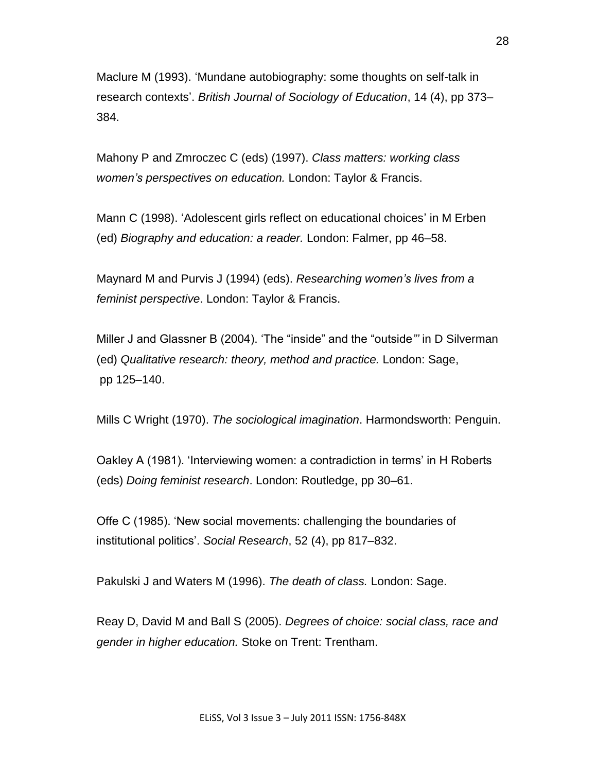Maclure M (1993). 'Mundane autobiography: some thoughts on self-talk in research contexts'. *British Journal of Sociology of Education*, 14 (4), pp 373–384.

Mahony P and Zmroczec C (eds) (1997). *Class matters: working class women's perspectives on education.* London: Taylor & Francis.

Mann C (1998). 'Adolescent girls reflect on educational choices' in M Erben (ed) *Biography and education: a reader.* London: Falmer, pp 46–58.

Maynard M and Purvis J (1994) (eds). *Researching women's lives from a feminist perspective*. London: Taylor & Francis.

Miller J and Glassner B (2004). 'The "inside" and the "outside"' in D Silverman (ed) *Qualitative research: theory, method and practice.* London: Sage, pp 125–140.

Mills C Wright (1970). *The sociological imagination*. Harmondsworth: Penguin.

Oakley A (1981). 'Interviewing women: a contradiction in terms' in H Roberts (eds) *Doing feminist research*. London: Routledge, pp 30–61.

Offe C (1985). 'New social movements: challenging the boundaries of institutional politics'. *Social Research*, 52 (4), pp 817–832.

Pakulski J and Waters M (1996). *The death of class.* London: Sage.

Reay D, David M and Ball S (2005). *Degrees of choice: social class, race and gender in higher education.* Stoke on Trent: Trentham.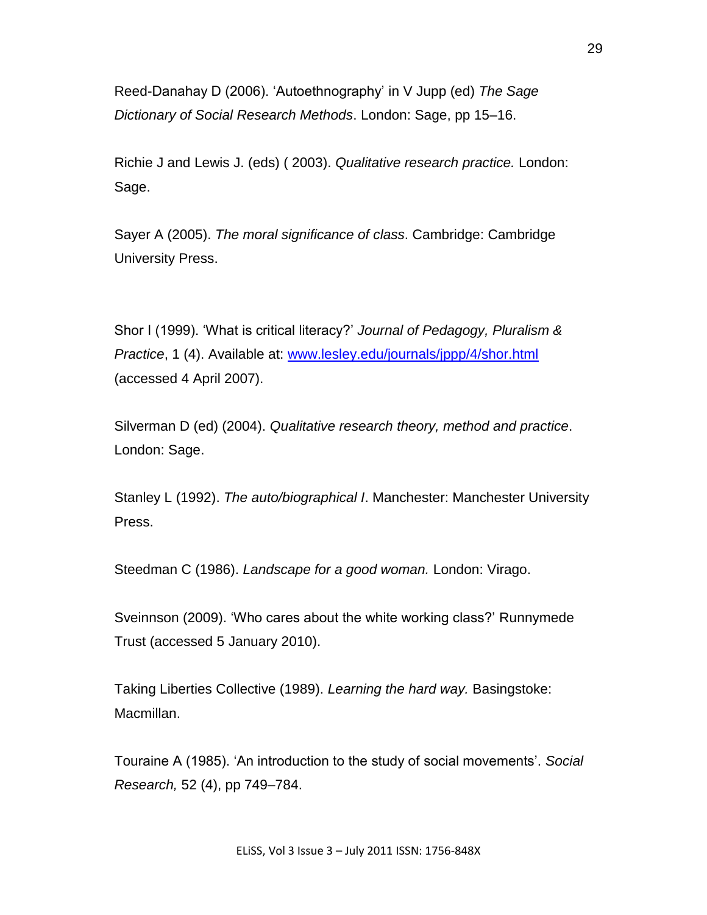Reed-Danahay D (2006). 'Autoethnography' in V Jupp (ed) *The Sage Dictionary of Social Research Methods*. London: Sage, pp 15–16.

Richie J and Lewis J. (eds) ( 2003). *Qualitative research practice.* London: Sage.

Sayer A (2005). *The moral significance of class*. Cambridge: Cambridge University Press.

Shor I (1999). 'What is critical literacy?' *Journal of Pedagogy, Pluralism & Practice*, 1 (4). Available at: [www.lesley.edu/journals/jppp/4/shor.html](www.lesley.edu/journals/jppp/4/shor.html) (accessed 4 April 2007).

Silverman D (ed) (2004). *Qualitative research theory, method and practice*. London: Sage.

Stanley L (1992). *The auto/biographical I*. Manchester: Manchester University Press.

Steedman C (1986). *Landscape for a good woman.* London: Virago.

Sveinnson (2009). 'Who cares about the white working class?' Runnymede Trust (accessed 5 January 2010).

Taking Liberties Collective (1989). *Learning the hard way.* Basingstoke: Macmillan.

Touraine A (1985). 'An introduction to the study of social movements'. *Social Research,* 52 (4), pp 749–784.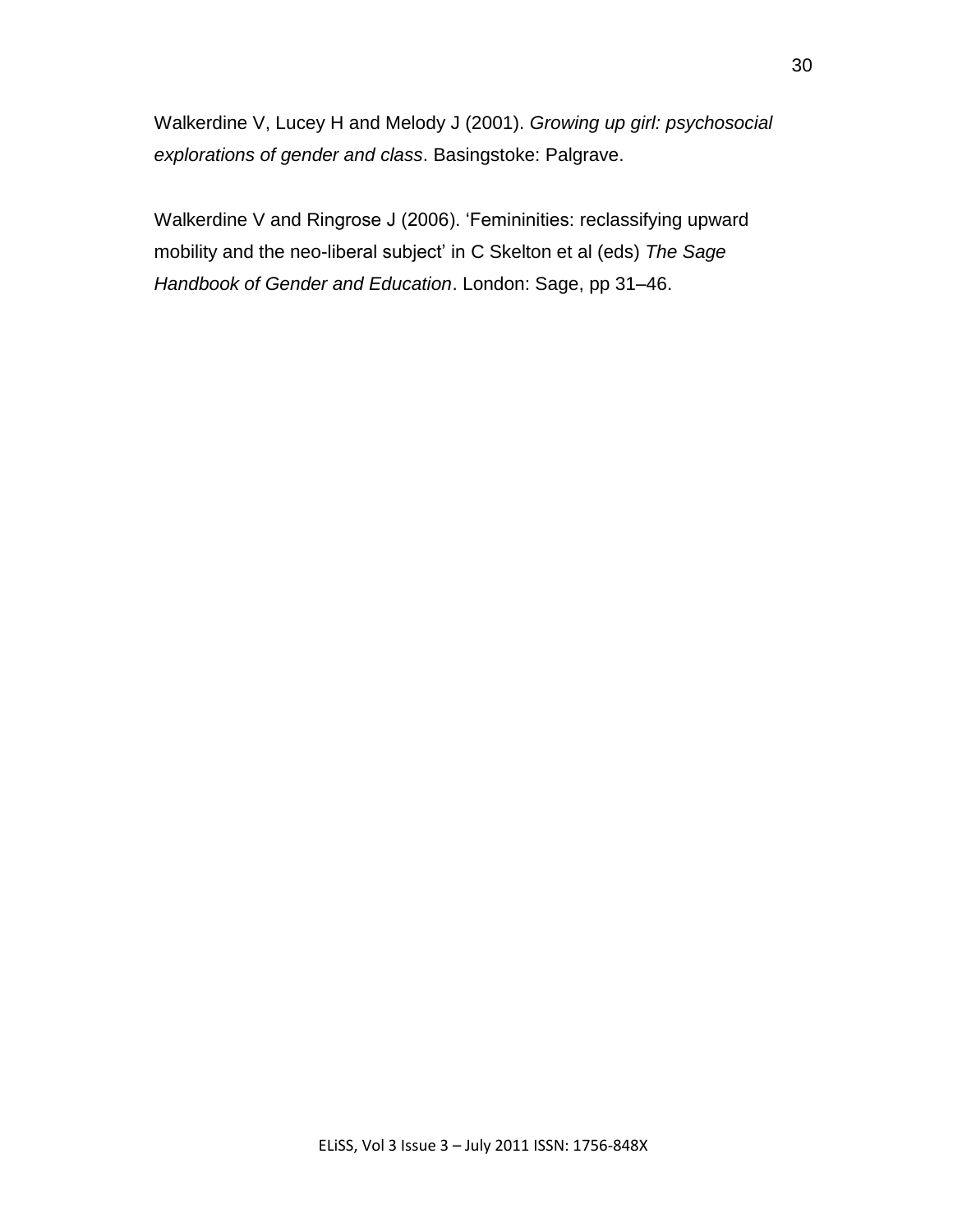Walkerdine V, Lucey H and Melody J (2001). *Growing up girl: psychosocial explorations of gender and class*. Basingstoke: Palgrave.

Walkerdine V and Ringrose J (2006). 'Femininities: reclassifying upward mobility and the neo-liberal subject' in C Skelton et al (eds) *The Sage Handbook of Gender and Education*. London: Sage, pp 31–46.